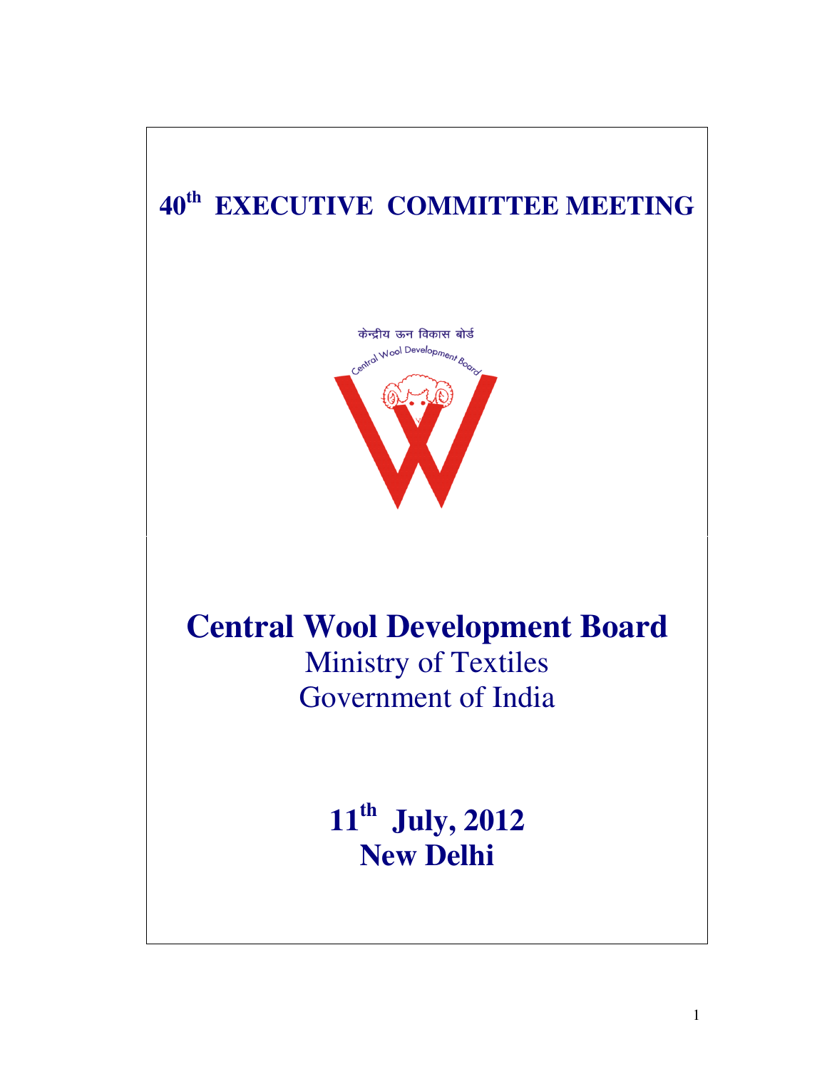# 40th EXECUTIVE COMMITTEE MEETING

केन्द्रीय ऊन विकास बोर्ड

Central Wool Development Board

# Central Wool Development Board

Ministry of Textiles

Government of India

## 11th July, 2012

## New Delhi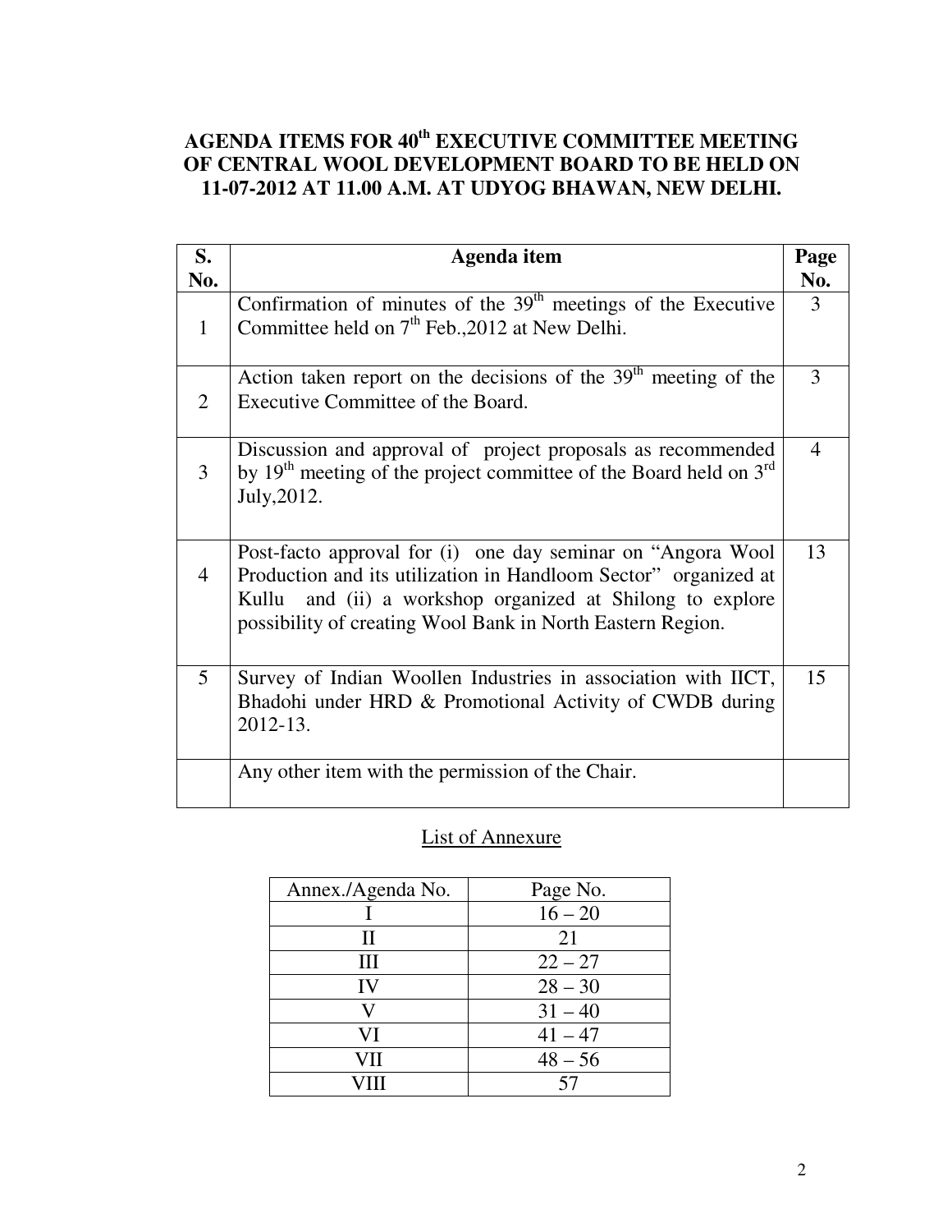# AGENDA ITEMS FOR 40th EXECUTIVE COMMITTEE MEETING OF CENTRAL WOOL DEVELOPMENT BOARD TO BE HELD ON 11-07-2012 AT 11.00 A.M. AT UDYOG BHAWAN, NEW DELHI.

| S. No. | Agenda item | Page No. |
|---|---|---|
| 1 | Confirmation of minutes of the 39th meetings of the Executive Committee held on 7th Feb.,2012 at New Delhi. | 3 |
| 2 | Action taken report on the decisions of the 39th meeting of the Executive Committee of the Board. | 3 |
| 3 | Discussion and approval of project proposals as recommended by 19th meeting of the project committee of the Board held on 3rd July,2012. | 4 |
| 4 | Post-facto approval for (i) one day seminar on "Angora Wool Production and its utilization in Handloom Sector" organized at Kullu and (ii) a workshop organized at Shilong to explore possibility of creating Wool Bank in North Eastern Region. | 13 |
| 5 | Survey of Indian Woollen Industries in association with IICT, Bhadohi under HRD & Promotional Activity of CWDB during 2012-13. | 15 |
| | Any other item with the permission of the Chair. | |

<u>List of Annexure</u>

| Annex./Agenda No. | Page No. |
|---|---|
| I | 16 – 20 |
| II | 21 |
| III | 22 – 27 |
| IV | 28 – 30 |
| V | 31 – 40 |
| VI | 41 – 47 |
| VII | 48 – 56 |
| VIII | 57 |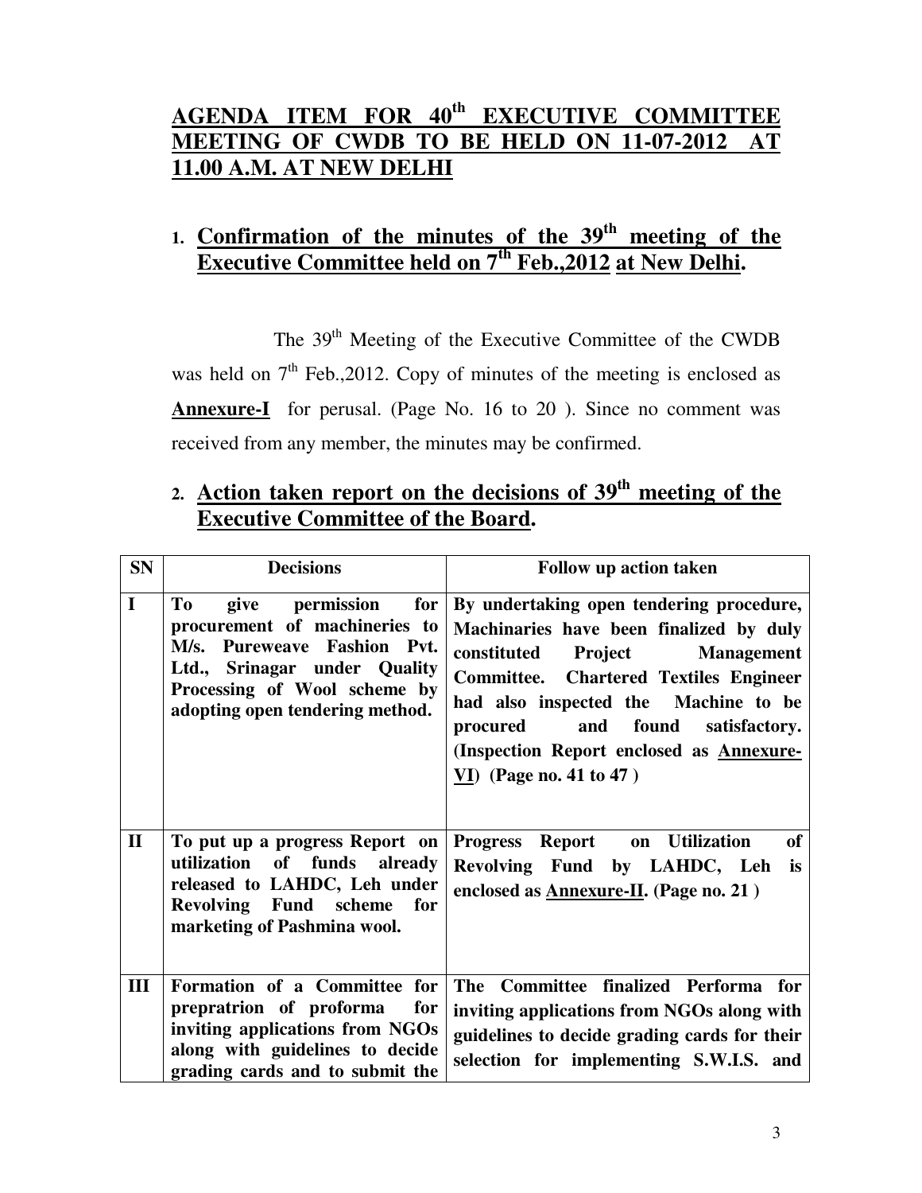# AGENDA ITEM FOR 40th EXECUTIVE COMMITTEE MEETING OF CWDB TO BE HELD ON 11-07-2012 AT 11.00 A.M. AT NEW DELHI

## 1. Confirmation of the minutes of the 39th meeting of the Executive Committee held on 7th Feb.,2012 at New Delhi.

The 39th Meeting of the Executive Committee of the CWDB was held on 7th Feb.,2012. Copy of minutes of the meeting is enclosed as **Annexure-I** for perusal. (Page No. 16 to 20 ). Since no comment was received from any member, the minutes may be confirmed.

## 2. Action taken report on the decisions of 39th meeting of the Executive Committee of the Board.

| SN | Decisions | Follow up action taken |
|---|---|---|
| **I** | **To give permission for procurement of machineries to M/s. Pureweave Fashion Pvt. Ltd., Srinagar under Quality Processing of Wool scheme by adopting open tendering method.** | **By undertaking open tendering procedure, Machinaries have been finalized by duly constituted Project Management Committee. Chartered Textiles Engineer had also inspected the Machine to be procured and found satisfactory. (Inspection Report enclosed as Annexure-VI) (Page no. 41 to 47 )** |
| **II** | **To put up a progress Report on utilization of funds already released to LAHDC, Leh under Revolving Fund scheme for marketing of Pashmina wool.** | **Progress Report on Utilization of Revolving Fund by LAHDC, Leh is enclosed as Annexure-II. (Page no. 21 )** |
| **III** | **Formation of a Committee for prepratrion of proforma for inviting applications from NGOs along with guidelines to decide grading cards and to submit the** | **The Committee finalized Performa for inviting applications from NGOs along with guidelines to decide grading cards for their selection for implementing S.W.I.S. and** |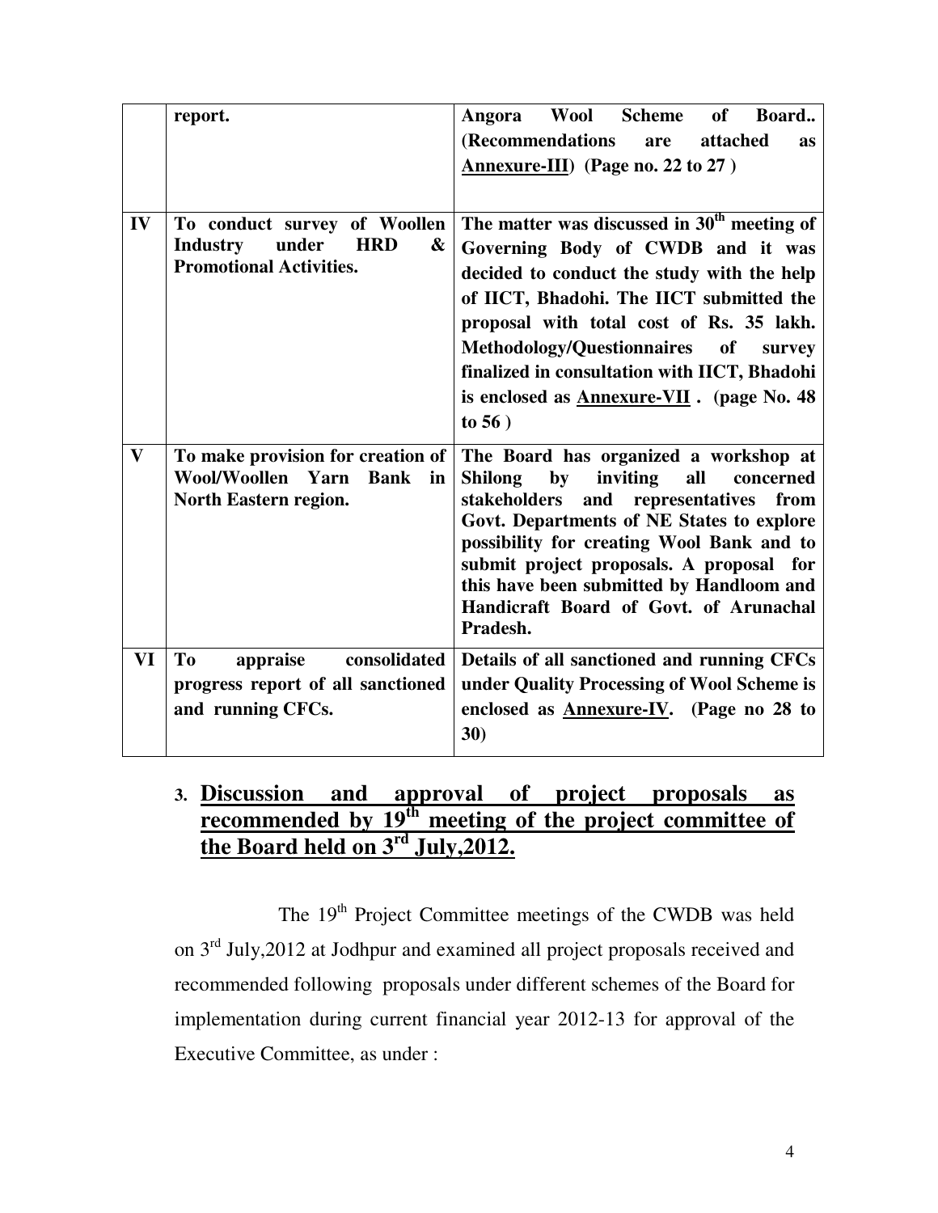|  | **report.** | **Angora Wool Scheme of Board.. (Recommendations are attached as Annexure-III) (Page no. 22 to 27 )** |
|---|---|---|
| **IV** | **To conduct survey of Woollen Industry under HRD & Promotional Activities.** | **The matter was discussed in 30th meeting of Governing Body of CWDB and it was decided to conduct the study with the help of IICT, Bhadohi. The IICT submitted the proposal with total cost of Rs. 35 lakh. Methodology/Questionnaires of survey finalized in consultation with IICT, Bhadohi is enclosed as Annexure-VII . (page No. 48 to 56 )** |
| **V** | **To make provision for creation of Wool/Woollen Yarn Bank in North Eastern region.** | **The Board has organized a workshop at Shilong by inviting all concerned stakeholders and representatives from Govt. Departments of NE States to explore possibility for creating Wool Bank and to submit project proposals. A proposal for this have been submitted by Handloom and Handicraft Board of Govt. of Arunachal Pradesh.** |
| **VI** | **To appraise consolidated progress report of all sanctioned and running CFCs.** | **Details of all sanctioned and running CFCs under Quality Processing of Wool Scheme is enclosed as Annexure-IV. (Page no 28 to 30)** |

## 3. Discussion and approval of project proposals as recommended by 19th meeting of the project committee of the Board held on 3rd July,2012.

The 19th Project Committee meetings of the CWDB was held on 3rd July,2012 at Jodhpur and examined all project proposals received and recommended following proposals under different schemes of the Board for implementation during current financial year 2012-13 for approval of the Executive Committee, as under :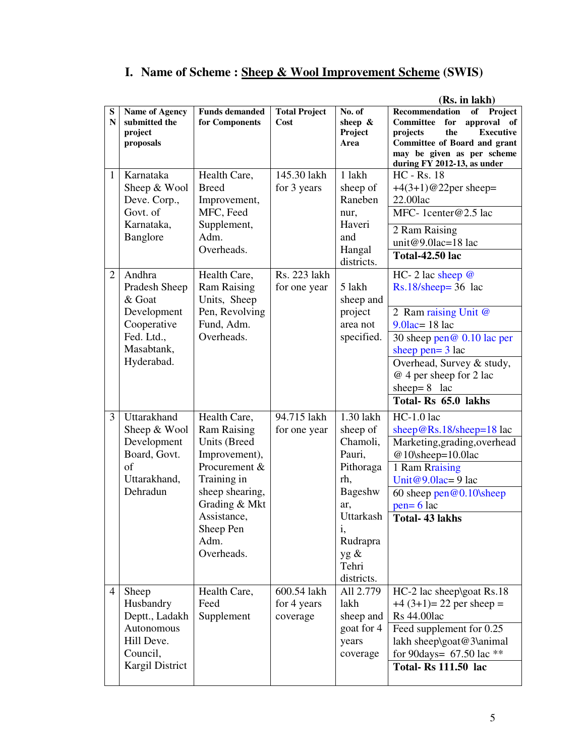# I. Name of Scheme : Sheep & Wool Improvement Scheme (SWIS)

**(Rs. in lakh)**

| SN | Name of Agency submitted the project proposals | Funds demanded for Components | Total Project Cost | No. of sheep & Project Area | Recommendation of Project Committee for approval of projects the Executive Committee of Board and grant may be given as per scheme during FY 2012-13, as under |
|---|---|---|---|---|---|
| 1 | Karnataka Sheep & Wool Deve. Corp., Govt. of Karnataka, Banglore | Health Care, Breed Improvement, MFC, Feed Supplement, Adm. Overheads. | 145.30 lakh for 3 years | 1 lakh sheep of Ranebennur, Haveri and Hangal districts. | HC - Rs. 18 +4(3+1)@22per sheep= 22.00lac<br>MFC- 1center@2.5 lac<br>2 Ram Raising unit@9.0lac=18 lac<br>**Total-42.50 lac** |
| 2 | Andhra Pradesh Sheep & Goat Development Cooperative Fed. Ltd., Masabtank, Hyderabad. | Health Care, Ram Raising Units, Sheep Pen, Revolving Fund, Adm. Overheads. | Rs. 223 lakh for one year | 5 lakh sheep and project area not specified. | HC- 2 lac sheep @ Rs.18/sheep= 36 lac<br>2 Ram raising Unit @ 9.0lac= 18 lac<br>30 sheep pen@ 0.10 lac per sheep pen= 3 lac<br>Overhead, Survey & study, @ 4 per sheep for 2 lac sheep= 8 lac<br>**Total- Rs 65.0 lakhs** |
| 3 | Uttarakhand Sheep & Wool Development Board, Govt. of Uttarakhand, Dehradun | Health Care, Ram Raising Units (Breed Improvement), Procurement & Training in sheep shearing, Grading & Mkt Assistance, Sheep Pen Adm. Overheads. | 94.715 lakh for one year | 1.30 lakh sheep of Chamoli, Pauri, Pithoragarh, Bageshwar, Uttarkashi, Rudraprayg & Tehri districts. | HC-1.0 lac sheep@Rs.18/sheep=18 lac<br>Marketing,grading,overhead @10\sheep=10.0lac<br>1 Ram Rraising Unit@9.0lac= 9 lac<br>60 sheep pen@0.10\sheep pen= 6 lac<br>**Total- 43 lakhs** |
| 4 | Sheep Husbandry Deptt., Ladakh Autonomous Hill Deve. Council, Kargil District | Health Care, Feed Supplement | 600.54 lakh for 4 years coverage | All 2.779 lakh sheep and goat for 4 years coverage | HC-2 lac sheep\goat Rs.18 +4 (3+1)= 22 per sheep = Rs 44.00lac<br>Feed supplement for 0.25 lakh sheep\goat@3\animal for 90days= 67.50 lac **<br>**Total- Rs 111.50 lac** |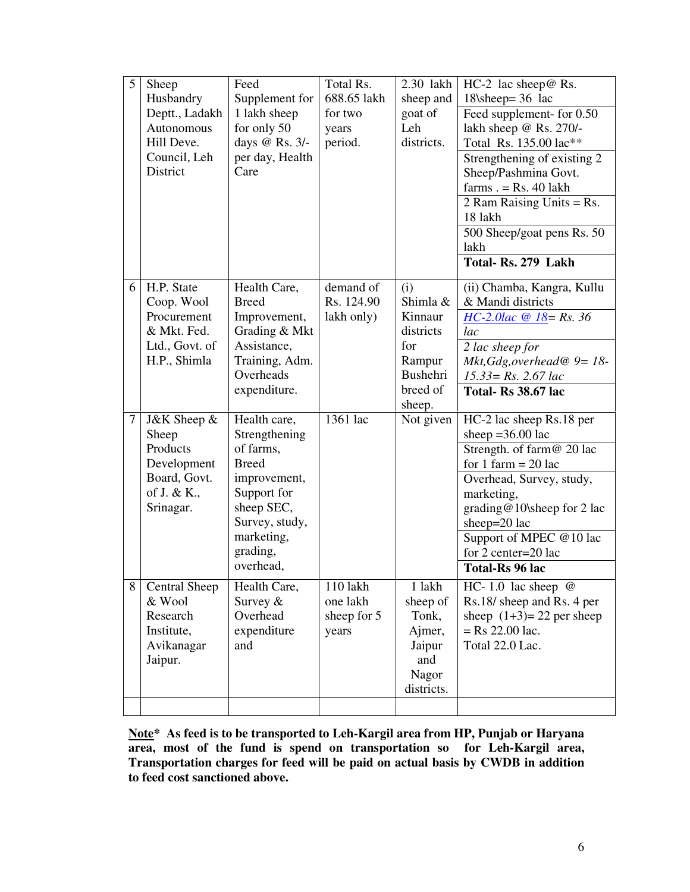| 5 | Sheep Husbandry Deptt., Ladakh Autonomous Hill Deve. Council, Leh District | Feed Supplement for 1 lakh sheep for only 50 days @ Rs. 3/- per day, Health Care | Total Rs. 688.65 lakh for two years period. | 2.30 lakh sheep and goat of Leh districts. | HC-2 lac sheep@ Rs. 18\sheep= 36 lac<br>Feed supplement- for 0.50 lakh sheep @ Rs. 270/- Total Rs. 135.00 lac**<br>Strengthening of existing 2 Sheep/Pashmina Govt. farms . = Rs. 40 lakh<br>2 Ram Raising Units = Rs. 18 lakh<br>500 Sheep/goat pens Rs. 50 lakh<br>**Total- Rs. 279 Lakh** |
|---|---|---|---|---|---|
| 6 | H.P. State Coop. Wool Procurement & Mkt. Fed. Ltd., Govt. of H.P., Shimla | Health Care, Breed Improvement, Grading & Mkt Assistance, Training, Adm. Overheads expenditure. | demand of Rs. 124.90 lakh only) | (i) Shimla & Kinnaur districts for Rampur Bushehri breed of sheep. | (ii) Chamba, Kangra, Kullu & Mandi districts<br>*HC-2.0lac @ 18= Rs. 36 lac*<br>*2 lac sheep for Mkt,Gdg,overhead@ 9= 18-15.33= Rs. 2.67 lac*<br>**Total- Rs 38.67 lac** |
| 7 | J&K Sheep & Sheep Products Development Board, Govt. of J. & K., Srinagar. | Health care, Strengthening of farms, Breed improvement, Support for sheep SEC, Survey, study, marketing, grading, overhead, | 1361 lac | Not given | HC-2 lac sheep Rs.18 per sheep =36.00 lac<br>Strength. of farm@ 20 lac for 1 farm = 20 lac<br>Overhead, Survey, study, marketing, grading@10\sheep for 2 lac sheep=20 lac<br>Support of MPEC @10 lac for 2 center=20 lac<br>**Total-Rs 96 lac** |
| 8 | Central Sheep & Wool Research Institute, Avikanagar Jaipur. | Health Care, Survey & Overhead expenditure and | 110 lakh one lakh sheep for 5 years | 1 lakh sheep of Tonk, Ajmer, Jaipur and Nagor districts. | HC- 1.0 lac sheep @ Rs.18/ sheep and Rs. 4 per sheep (1+3)= 22 per sheep = Rs 22.00 lac.<br>Total 22.0 Lac. |
| | | | | | |

**<u>Note</u>\* As feed is to be transported to Leh-Kargil area from HP, Punjab or Haryana area, most of the fund is spend on transportation so for Leh-Kargil area, Transportation charges for feed will be paid on actual basis by CWDB in addition to feed cost sanctioned above.**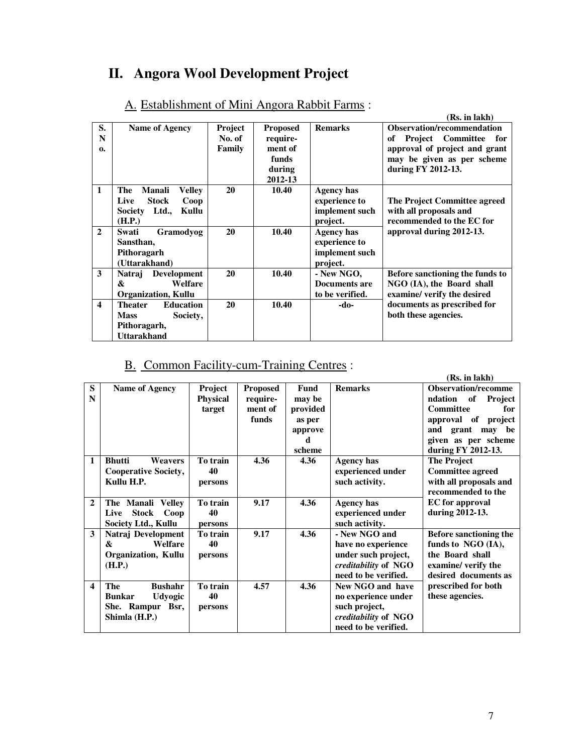# II. Angora Wool Development Project

## A. Establishment of Mini Angora Rabbit Farms :

**(Rs. in lakh)**

| S. No. | Name of Agency | Project No. of Family | Proposed require-ment of funds during 2012-13 | Remarks | Observation/recommendation of Project Committee for approval of project and grant may be given as per scheme during FY 2012-13. |
|---|---|---|---|---|---|
| 1 | The Manali Velley Live Stock Coop Society Ltd., Kullu (H.P.) | 20 | 10.40 | Agency has experience to implement such project. | The Project Committee agreed with all proposals and recommended to the EC for approval during 2012-13. |
| 2 | Swati Gramodyog Sansthan, Pithoragarh (Uttarakhand) | 20 | 10.40 | Agency has experience to implement such project. | |
| 3 | Natraj Development & Welfare Organization, Kullu | 20 | 10.40 | - New NGO, Documents are to be verified. | Before sanctioning the funds to NGO (IA), the Board shall examine/ verify the desired documents as prescribed for both these agencies. |
| 4 | Theater Education Mass Society, Pithoragarh, Uttarakhand | 20 | 10.40 | -do- | |

## B. Common Facility-cum-Training Centres :

**(Rs. in lakh)**

| SN | Name of Agency | Project Physical target | Proposed require-ment of funds | Fund may be provided as per approved scheme | Remarks | Observation/recommendation of Project Committee for approval of project and grant may be given as per scheme during FY 2012-13. |
|---|---|---|---|---|---|---|
| 1 | Bhutti Weavers Cooperative Society, Kullu H.P. | To train 40 persons | 4.36 | 4.36 | Agency has experienced under such activity. | The Project Committee agreed with all proposals and recommended to the EC for approval during 2012-13. |
| 2 | The Manali Velley Live Stock Coop Society Ltd., Kullu | To train 40 persons | 9.17 | 4.36 | Agency has experienced under such activity. | |
| 3 | Natraj Development & Welfare Organization, Kullu (H.P.) | To train 40 persons | 9.17 | 4.36 | - New NGO and have no experience under such project, *creditability* of NGO need to be verified. | Before sanctioning the funds to NGO (IA), the Board shall examine/ verify the desired documents as prescribed for both these agencies. |
| 4 | The Bushahr Bunkar Udyogic She. Rampur Bsr, Shimla (H.P.) | To train 40 persons | 4.57 | 4.36 | New NGO and have no experience under such project, *creditability* of NGO need to be verified. | |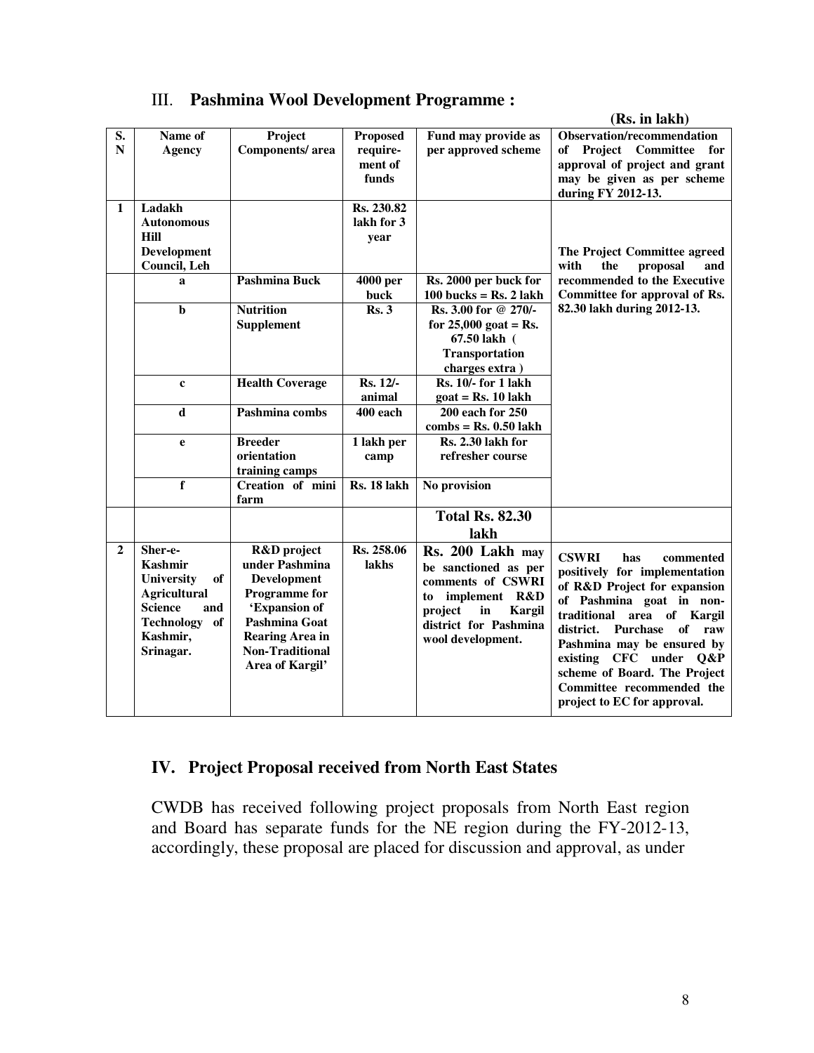## III. **Pashmina Wool Development Programme :**

**(Rs. in lakh)**

| S. N | Name of Agency | Project Components/ area | Proposed require-ment of funds | Fund may provide as per approved scheme | Observation/recommendation of Project Committee for approval of project and grant may be given as per scheme during FY 2012-13. |
|---|---|---|---|---|---|
| 1 | Ladakh Autonomous Hill Development Council, Leh | | Rs. 230.82 lakh for 3 year | | The Project Committee agreed with the proposal and recommended to the Executive Committee for approval of Rs. 82.30 lakh during 2012-13. |
| | a | Pashmina Buck | 4000 per buck | Rs. 2000 per buck for 100 bucks = Rs. 2 lakh | |
| | b | Nutrition Supplement | Rs. 3 | Rs. 3.00 for @ 270/- for 25,000 goat = Rs. 67.50 lakh ( Transportation charges extra ) | |
| | c | Health Coverage | Rs. 12/- animal | Rs. 10/- for 1 lakh goat = Rs. 10 lakh | |
| | d | Pashmina combs | 400 each | 200 each for 250 combs = Rs. 0.50 lakh | |
| | e | Breeder orientation training camps | 1 lakh per camp | Rs. 2.30 lakh for refresher course | |
| | f | Creation of mini farm | Rs. 18 lakh | No provision | |
| | | | | **Total Rs. 82.30 lakh** | |
| 2 | Sher-e-Kashmir University of Agricultural Science and Technology of Kashmir, Srinagar. | R&D project under Pashmina Development Programme for 'Expansion of Pashmina Goat Rearing Area in Non-Traditional Area of Kargil' | Rs. 258.06 lakhs | Rs. 200 Lakh may be sanctioned as per comments of CSWRI to implement R&D project in Kargil district for Pashmina wool development. | CSWRI has commented positively for implementation of R&D Project for expansion of Pashmina goat in non-traditional area of Kargil district. Purchase of raw Pashmina may be ensured by existing CFC under Q&P scheme of Board. The Project Committee recommended the project to EC for approval. |

## IV. Project Proposal received from North East States

CWDB has received following project proposals from North East region and Board has separate funds for the NE region during the FY-2012-13, accordingly, these proposal are placed for discussion and approval, as under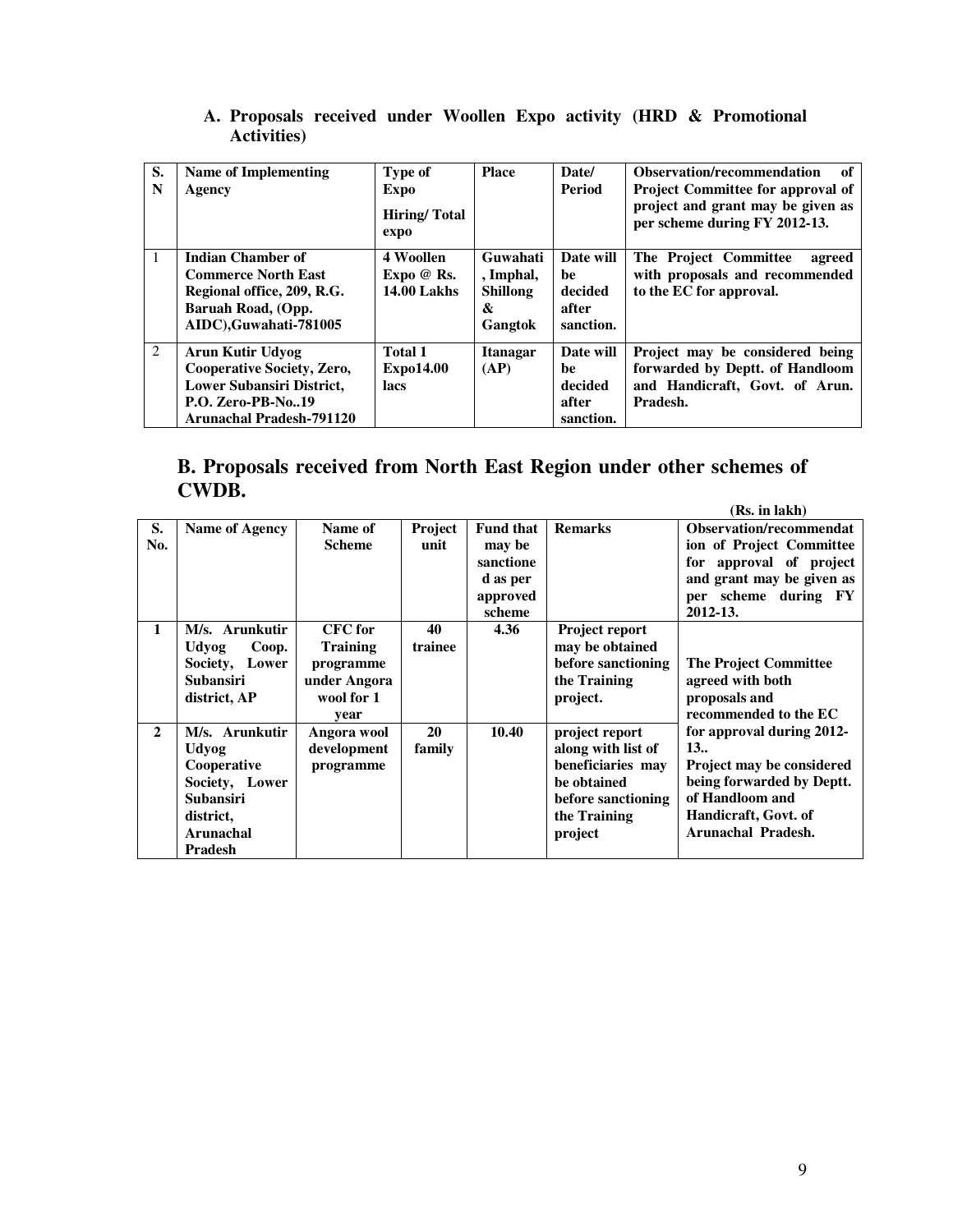**A. Proposals received under Woollen Expo activity (HRD & Promotional Activities)**

| S. N | Name of Implementing Agency | Type of Expo Hiring/ Total expo | Place | Date/ Period | Observation/recommendation of Project Committee for approval of project and grant may be given as per scheme during FY 2012-13. |
|---|---|---|---|---|---|
| 1 | **Indian Chamber of Commerce North East Regional office, 209, R.G. Baruah Road, (Opp. AIDC),Guwahati-781005** | **4 Woollen Expo @ Rs. 14.00 Lakhs** | **Guwahati , Imphal, Shillong & Gangtok** | **Date will be decided after sanction.** | **The Project Committee agreed with proposals and recommended to the EC for approval.** |
| 2 | **Arun Kutir Udyog Cooperative Society, Zero, Lower Subansiri District, P.O. Zero-PB-No..19 Arunachal Pradesh-791120** | **Total 1 Expo14.00 lacs** | **Itanagar (AP)** | **Date will be decided after sanction.** | **Project may be considered being forwarded by Deptt. of Handloom and Handicraft, Govt. of Arun. Pradesh.** |

## B. Proposals received from North East Region under other schemes of CWDB.

**(Rs. in lakh)**

| S. No. | Name of Agency | Name of Scheme | Project unit | Fund that may be sanctioned as per approved scheme | Remarks | Observation/recommendation of Project Committee for approval of project and grant may be given as per scheme during FY 2012-13. |
|---|---|---|---|---|---|---|
| **1** | **M/s. Arunkutir Udyog Coop. Society, Lower Subansiri district, AP** | **CFC for Training programme under Angora wool for 1 year** | **40 trainee** | **4.36** | **Project report may be obtained before sanctioning the Training project.** | **The Project Committee agreed with both proposals and recommended to the EC for approval during 2012-13.. Project may be considered being forwarded by Deptt. of Handloom and Handicraft, Govt. of Arunachal Pradesh.** |
| **2** | **M/s. Arunkutir Udyog Cooperative Society, Lower Subansiri district, Arunachal Pradesh** | **Angora wool development programme** | **20 family** | **10.40** | **project report along with list of beneficiaries may be obtained before sanctioning the Training project** | |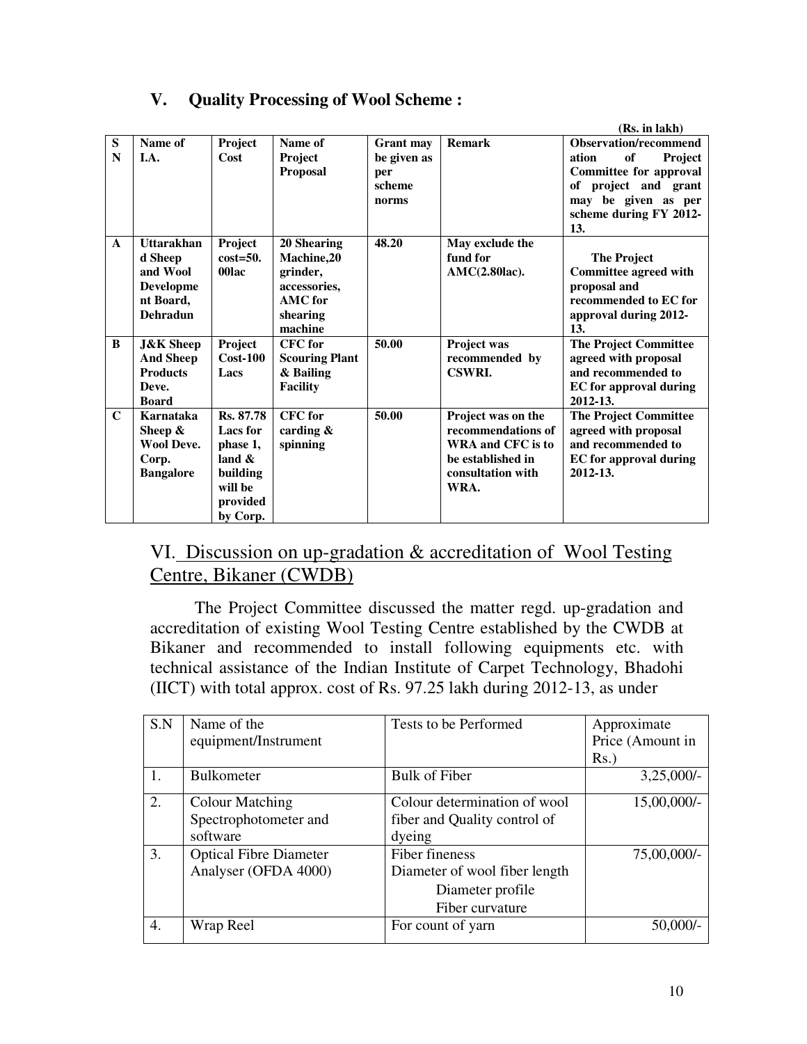## V. Quality Processing of Wool Scheme :

(Rs. in lakh)

| S N | Name of I.A. | Project Cost | Name of Project Proposal | Grant may be given as per scheme norms | Remark | Observation/recommendation of Project Committee for approval of project and grant may be given as per scheme during FY 2012-13. |
|---|---|---|---|---|---|---|
| A | Uttarakhand Sheep and Wool Development Board, Dehradun | Project cost=50.00lac | 20 Shearing Machine,20 grinder, accessories, AMC for shearing machine | 48.20 | May exclude the fund for AMC(2.80lac). | The Project Committee agreed with proposal and recommended to EC for approval during 2012-13. |
| B | J&K Sheep And Sheep Products Deve. Board | Project Cost-100 Lacs | CFC for Scouring Plant & Bailing Facility | 50.00 | Project was recommended by CSWRI. | The Project Committee agreed with proposal and recommended to EC for approval during 2012-13. |
| C | Karnataka Sheep & Wool Deve. Corp. Bangalore | Rs. 87.78 Lacs for phase 1, land & building will be provided by Corp. | CFC for carding & spinning | 50.00 | Project was on the recommendations of WRA and CFC is to be established in consultation with WRA. | The Project Committee agreed with proposal and recommended to EC for approval during 2012-13. |

## VI. Discussion on up-gradation & accreditation of Wool Testing Centre, Bikaner (CWDB)

The Project Committee discussed the matter regd. up-gradation and accreditation of existing Wool Testing Centre established by the CWDB at Bikaner and recommended to install following equipments etc. with technical assistance of the Indian Institute of Carpet Technology, Bhadohi (IICT) with total approx. cost of Rs. 97.25 lakh during 2012-13, as under

| S.N | Name of the equipment/Instrument | Tests to be Performed | Approximate Price (Amount in Rs.) |
|---|---|---|---|
| 1. | Bulkometer | Bulk of Fiber | 3,25,000/- |
| 2. | Colour Matching Spectrophotometer and software | Colour determination of wool fiber and Quality control of dyeing | 15,00,000/- |
| 3. | Optical Fibre Diameter Analyser (OFDA 4000) | Fiber fineness<br>Diameter of wool fiber length<br>Diameter profile<br>Fiber curvature | 75,00,000/- |
| 4. | Wrap Reel | For count of yarn | 50,000/- |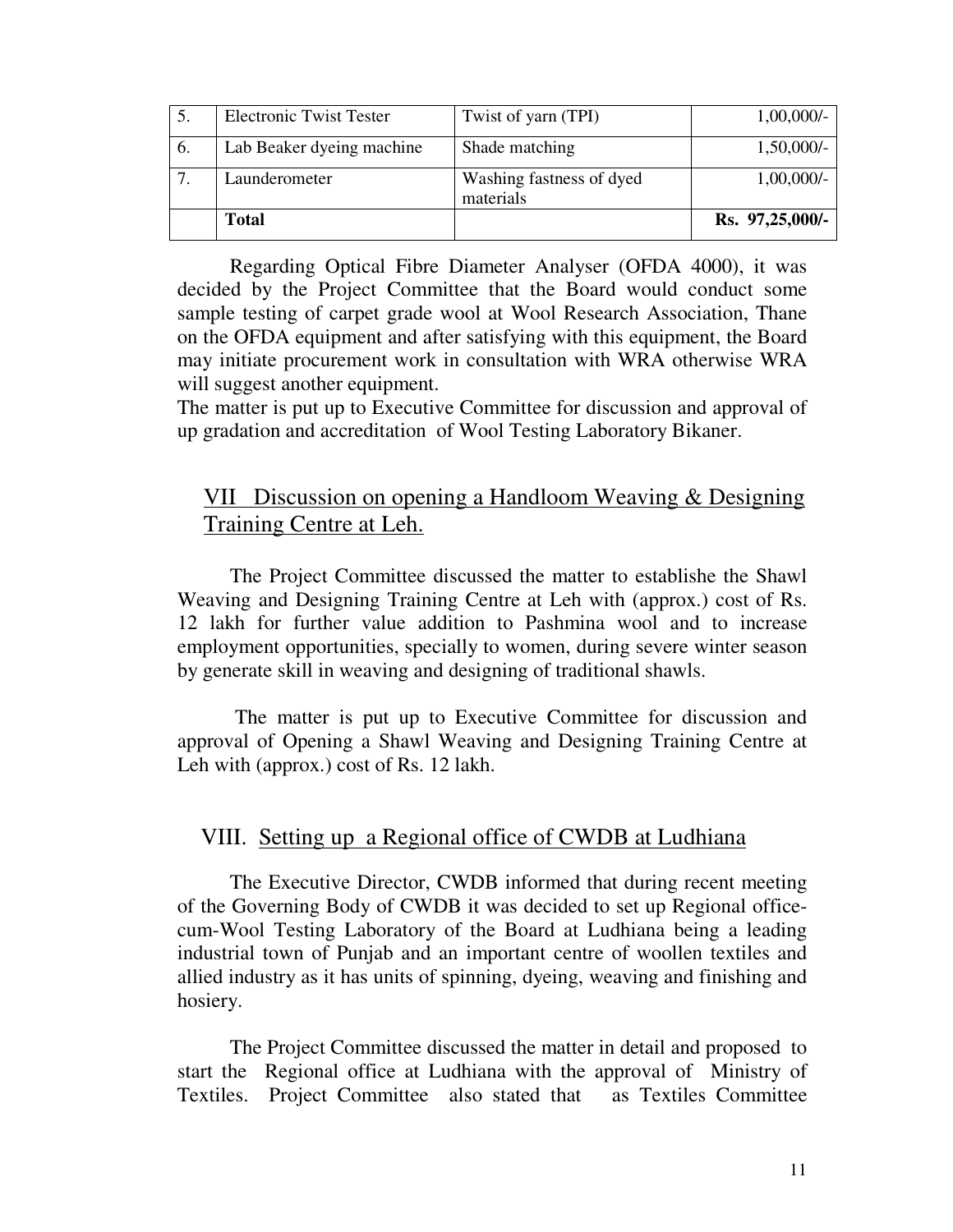| 5. | Electronic Twist Tester | Twist of yarn (TPI) | 1,00,000/- |
|---|---|---|---|
| 6. | Lab Beaker dyeing machine | Shade matching | 1,50,000/- |
| 7. | Launderometer | Washing fastness of dyed materials | 1,00,000/- |
| | **Total** | | **Rs. 97,25,000/-** |

Regarding Optical Fibre Diameter Analyser (OFDA 4000), it was decided by the Project Committee that the Board would conduct some sample testing of carpet grade wool at Wool Research Association, Thane on the OFDA equipment and after satisfying with this equipment, the Board may initiate procurement work in consultation with WRA otherwise WRA will suggest another equipment.

The matter is put up to Executive Committee for discussion and approval of up gradation and accreditation of Wool Testing Laboratory Bikaner.

## VII Discussion on opening a Handloom Weaving & Designing Training Centre at Leh.

The Project Committee discussed the matter to establishe the Shawl Weaving and Designing Training Centre at Leh with (approx.) cost of Rs. 12 lakh for further value addition to Pashmina wool and to increase employment opportunities, specially to women, during severe winter season by generate skill in weaving and designing of traditional shawls.

The matter is put up to Executive Committee for discussion and approval of Opening a Shawl Weaving and Designing Training Centre at Leh with (approx.) cost of Rs. 12 lakh.

## VIII. Setting up a Regional office of CWDB at Ludhiana

The Executive Director, CWDB informed that during recent meeting of the Governing Body of CWDB it was decided to set up Regional office-cum-Wool Testing Laboratory of the Board at Ludhiana being a leading industrial town of Punjab and an important centre of woollen textiles and allied industry as it has units of spinning, dyeing, weaving and finishing and hosiery.

The Project Committee discussed the matter in detail and proposed to start the Regional office at Ludhiana with the approval of Ministry of Textiles. Project Committee also stated that as Textiles Committee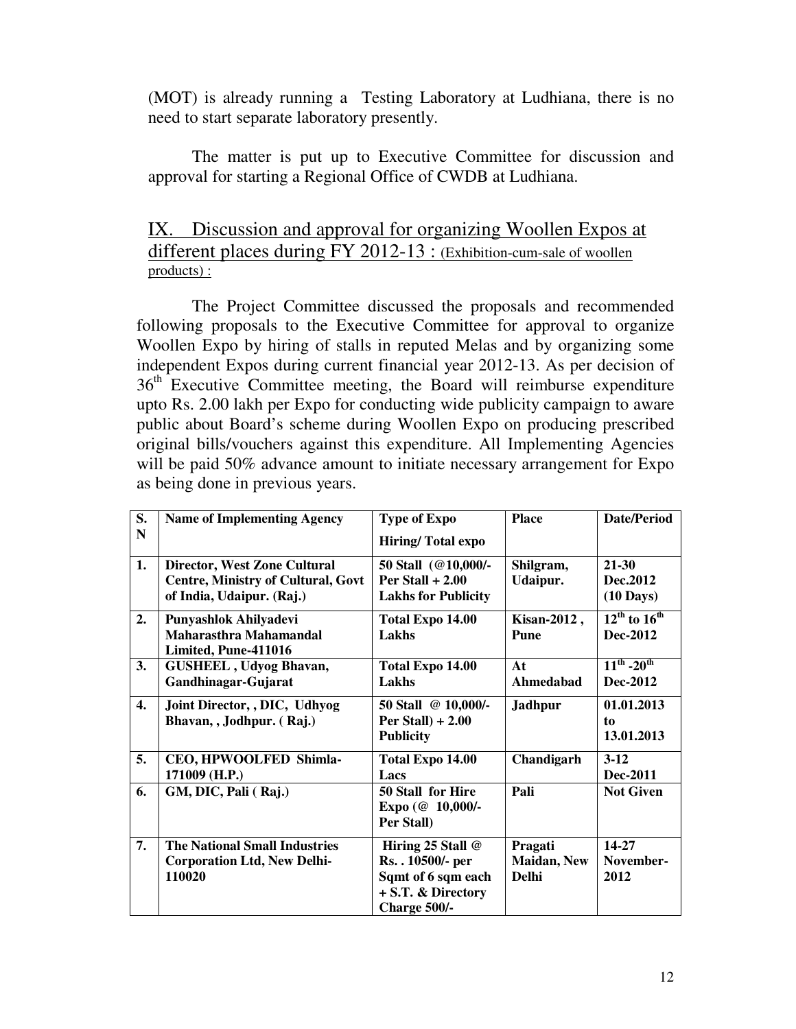(MOT) is already running a Testing Laboratory at Ludhiana, there is no need to start separate laboratory presently.

The matter is put up to Executive Committee for discussion and approval for starting a Regional Office of CWDB at Ludhiana.

## IX. Discussion and approval for organizing Woollen Expos at different places during FY 2012-13 : (Exhibition-cum-sale of woollen products) :

The Project Committee discussed the proposals and recommended following proposals to the Executive Committee for approval to organize Woollen Expo by hiring of stalls in reputed Melas and by organizing some independent Expos during current financial year 2012-13. As per decision of 36th Executive Committee meeting, the Board will reimburse expenditure upto Rs. 2.00 lakh per Expo for conducting wide publicity campaign to aware public about Board's scheme during Woollen Expo on producing prescribed original bills/vouchers against this expenditure. All Implementing Agencies will be paid 50% advance amount to initiate necessary arrangement for Expo as being done in previous years.

| S. N | Name of Implementing Agency | Type of Expo Hiring/ Total expo | Place | Date/Period |
|---|---|---|---|---|
| 1. | Director, West Zone Cultural Centre, Ministry of Cultural, Govt of India, Udaipur. (Raj.) | 50 Stall (@10,000/- Per Stall + 2.00 Lakhs for Publicity | Shilgram, Udaipur. | 21-30 Dec.2012 (10 Days) |
| 2. | Punyashlok Ahilyadevi Maharasthra Mahamandal Limited, Pune-411016 | Total Expo 14.00 Lakhs | Kisan-2012 , Pune | 12th to 16th Dec-2012 |
| 3. | GUSHEEL , Udyog Bhavan, Gandhinagar-Gujarat | Total Expo 14.00 Lakhs | At Ahmedabad | 11th -20th Dec-2012 |
| 4. | Joint Director, , DIC, Udhyog Bhavan, , Jodhpur. ( Raj.) | 50 Stall @ 10,000/- Per Stall) + 2.00 Publicity | Jadhpur | 01.01.2013 to 13.01.2013 |
| 5. | CEO, HPWOOLFED Shimla-171009 (H.P.) | Total Expo 14.00 Lacs | Chandigarh | 3-12 Dec-2011 |
| 6. | GM, DIC, Pali ( Raj.) | 50 Stall for Hire Expo (@ 10,000/- Per Stall) | Pali | Not Given |
| 7. | The National Small Industries Corporation Ltd, New Delhi-110020 | Hiring 25 Stall @ Rs. . 10500/- per Sqmt of 6 sqm each + S.T. & Directory Charge 500/- | Pragati Maidan, New Delhi | 14-27 November-2012 |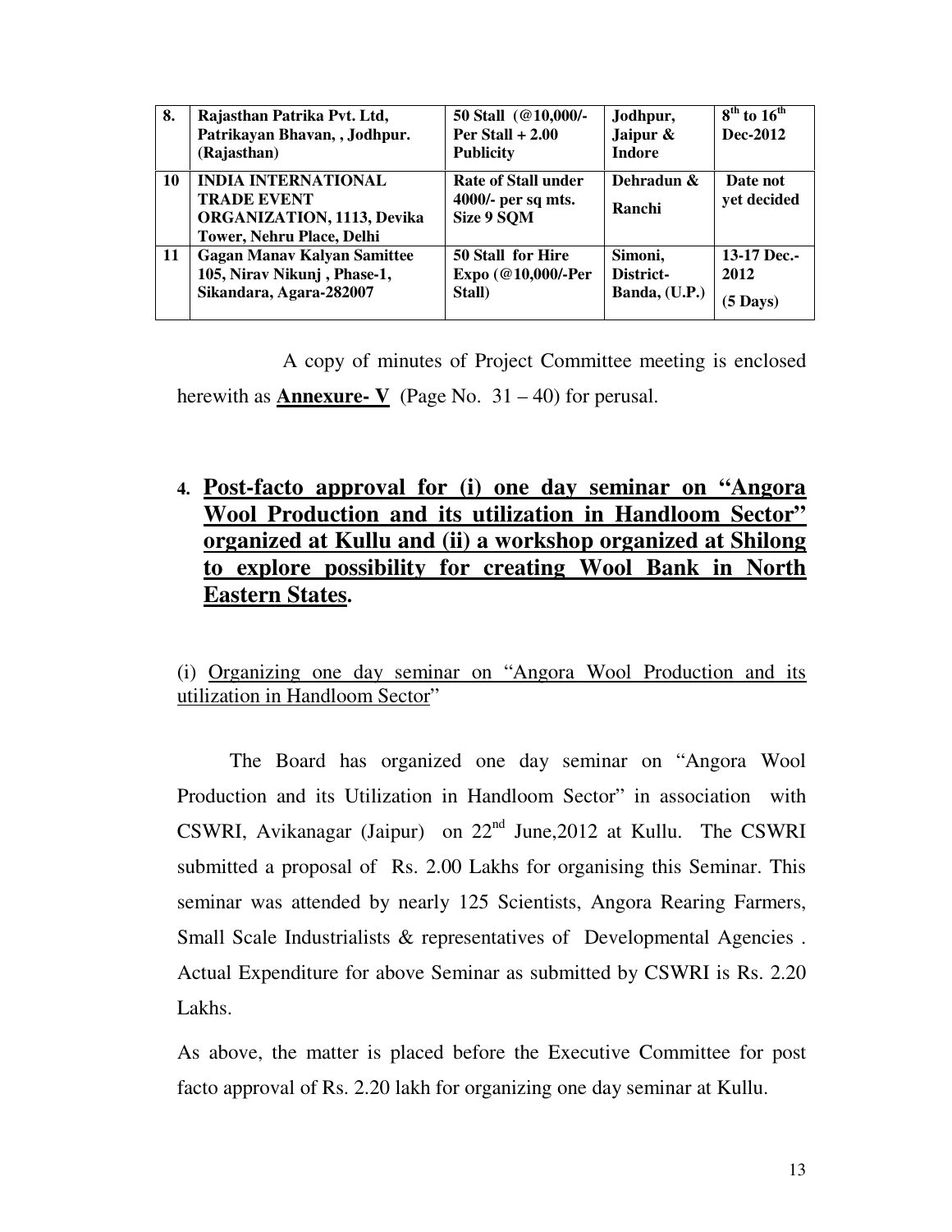| 8. | Rajasthan Patrika Pvt. Ltd, Patrikayan Bhavan, , Jodhpur. (Rajasthan) | 50 Stall (@10,000/- Per Stall + 2.00 Publicity | Jodhpur, Jaipur & Indore | 8th to 16th Dec-2012 |
|---|---|---|---|---|
| 10 | INDIA INTERNATIONAL TRADE EVENT ORGANIZATION, 1113, Devika Tower, Nehru Place, Delhi | Rate of Stall under 4000/- per sq mts. Size 9 SQM | Dehradun & Ranchi | Date not yet decided |
| 11 | Gagan Manav Kalyan Samittee 105, Nirav Nikunj , Phase-1, Sikandara, Agara-282007 | 50 Stall for Hire Expo (@10,000/-Per Stall) | Simoni, District- Banda, (U.P.) | 13-17 Dec.-2012 (5 Days) |

A copy of minutes of Project Committee meeting is enclosed herewith as **Annexure- V** (Page No. 31 – 40) for perusal.

## 4. Post-facto approval for (i) one day seminar on "Angora Wool Production and its utilization in Handloom Sector" organized at Kullu and (ii) a workshop organized at Shilong to explore possibility for creating Wool Bank in North Eastern States.

(i) Organizing one day seminar on "Angora Wool Production and its utilization in Handloom Sector"

The Board has organized one day seminar on "Angora Wool Production and its Utilization in Handloom Sector" in association with CSWRI, Avikanagar (Jaipur) on 22nd June,2012 at Kullu. The CSWRI submitted a proposal of Rs. 2.00 Lakhs for organising this Seminar. This seminar was attended by nearly 125 Scientists, Angora Rearing Farmers, Small Scale Industrialists & representatives of Developmental Agencies . Actual Expenditure for above Seminar as submitted by CSWRI is Rs. 2.20 Lakhs.

As above, the matter is placed before the Executive Committee for post facto approval of Rs. 2.20 lakh for organizing one day seminar at Kullu.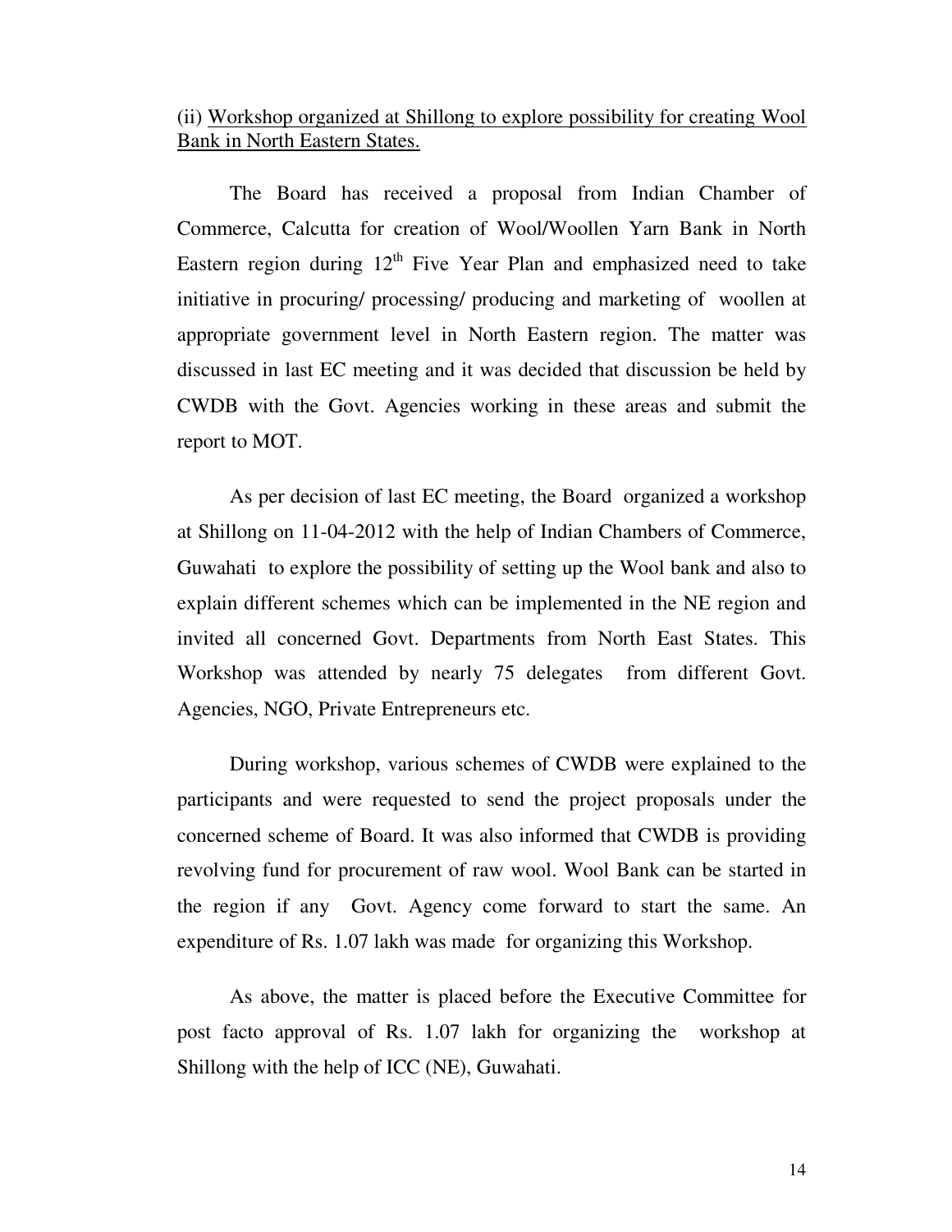(ii) <u>Workshop organized at Shillong to explore possibility for creating Wool Bank in North Eastern States.</u>

The Board has received a proposal from Indian Chamber of Commerce, Calcutta for creation of Wool/Woollen Yarn Bank in North Eastern region during 12th Five Year Plan and emphasized need to take initiative in procuring/ processing/ producing and marketing of woollen at appropriate government level in North Eastern region. The matter was discussed in last EC meeting and it was decided that discussion be held by CWDB with the Govt. Agencies working in these areas and submit the report to MOT.

As per decision of last EC meeting, the Board organized a workshop at Shillong on 11-04-2012 with the help of Indian Chambers of Commerce, Guwahati to explore the possibility of setting up the Wool bank and also to explain different schemes which can be implemented in the NE region and invited all concerned Govt. Departments from North East States. This Workshop was attended by nearly 75 delegates from different Govt. Agencies, NGO, Private Entrepreneurs etc.

During workshop, various schemes of CWDB were explained to the participants and were requested to send the project proposals under the concerned scheme of Board. It was also informed that CWDB is providing revolving fund for procurement of raw wool. Wool Bank can be started in the region if any Govt. Agency come forward to start the same. An expenditure of Rs. 1.07 lakh was made for organizing this Workshop.

As above, the matter is placed before the Executive Committee for post facto approval of Rs. 1.07 lakh for organizing the workshop at Shillong with the help of ICC (NE), Guwahati.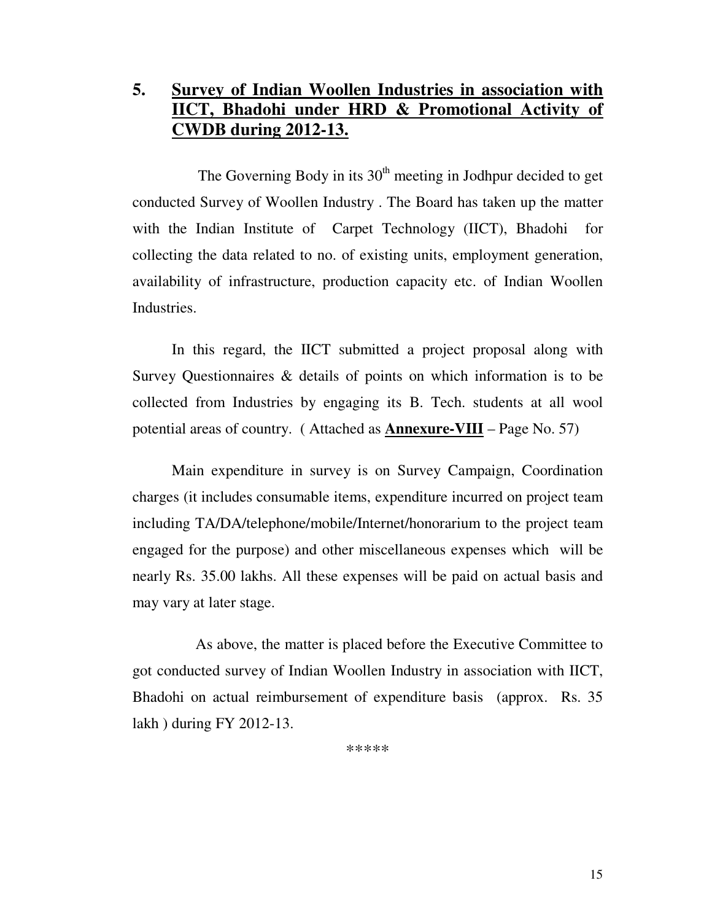## 5. Survey of Indian Woollen Industries in association with IICT, Bhadohi under HRD & Promotional Activity of CWDB during 2012-13.

The Governing Body in its 30th meeting in Jodhpur decided to get conducted Survey of Woollen Industry . The Board has taken up the matter with the Indian Institute of Carpet Technology (IICT), Bhadohi for collecting the data related to no. of existing units, employment generation, availability of infrastructure, production capacity etc. of Indian Woollen Industries.

In this regard, the IICT submitted a project proposal along with Survey Questionnaires & details of points on which information is to be collected from Industries by engaging its B. Tech. students at all wool potential areas of country. ( Attached as **Annexure-VIII** – Page No. 57)

Main expenditure in survey is on Survey Campaign, Coordination charges (it includes consumable items, expenditure incurred on project team including TA/DA/telephone/mobile/Internet/honorarium to the project team engaged for the purpose) and other miscellaneous expenses which will be nearly Rs. 35.00 lakhs. All these expenses will be paid on actual basis and may vary at later stage.

As above, the matter is placed before the Executive Committee to got conducted survey of Indian Woollen Industry in association with IICT, Bhadohi on actual reimbursement of expenditure basis (approx. Rs. 35 lakh ) during FY 2012-13.

*****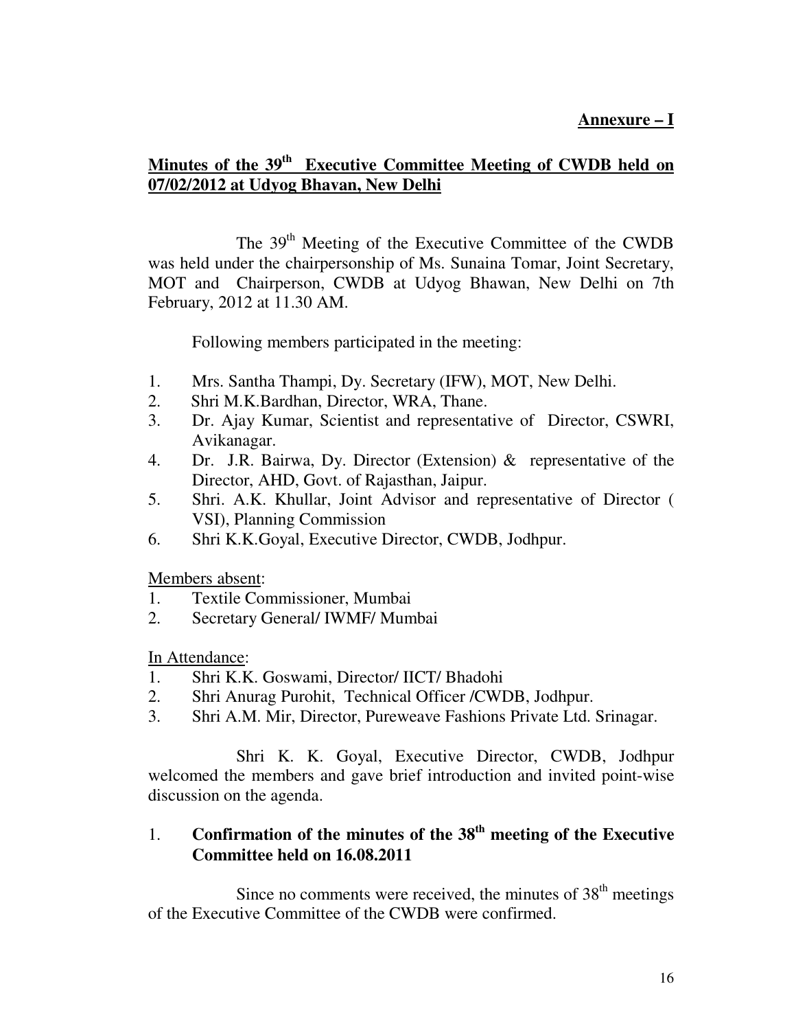**Annexure – I**

## Minutes of the 39th Executive Committee Meeting of CWDB held on 07/02/2012 at Udyog Bhavan, New Delhi

The 39th Meeting of the Executive Committee of the CWDB was held under the chairpersonship of Ms. Sunaina Tomar, Joint Secretary, MOT and Chairperson, CWDB at Udyog Bhawan, New Delhi on 7th February, 2012 at 11.30 AM.

Following members participated in the meeting:

1. Mrs. Santha Thampi, Dy. Secretary (IFW), MOT, New Delhi.
2. Shri M.K.Bardhan, Director, WRA, Thane.
3. Dr. Ajay Kumar, Scientist and representative of Director, CSWRI, Avikanagar.
4. Dr. J.R. Bairwa, Dy. Director (Extension) & representative of the Director, AHD, Govt. of Rajasthan, Jaipur.
5. Shri. A.K. Khullar, Joint Advisor and representative of Director ( VSI), Planning Commission
6. Shri K.K.Goyal, Executive Director, CWDB, Jodhpur.

Members absent:

1. Textile Commissioner, Mumbai
2. Secretary General/ IWMF/ Mumbai

In Attendance:

1. Shri K.K. Goswami, Director/ IICT/ Bhadohi
2. Shri Anurag Purohit, Technical Officer /CWDB, Jodhpur.
3. Shri A.M. Mir, Director, Pureweave Fashions Private Ltd. Srinagar.

Shri K. K. Goyal, Executive Director, CWDB, Jodhpur welcomed the members and gave brief introduction and invited point-wise discussion on the agenda.

### 1. Confirmation of the minutes of the 38th meeting of the Executive Committee held on 16.08.2011

Since no comments were received, the minutes of 38th meetings of the Executive Committee of the CWDB were confirmed.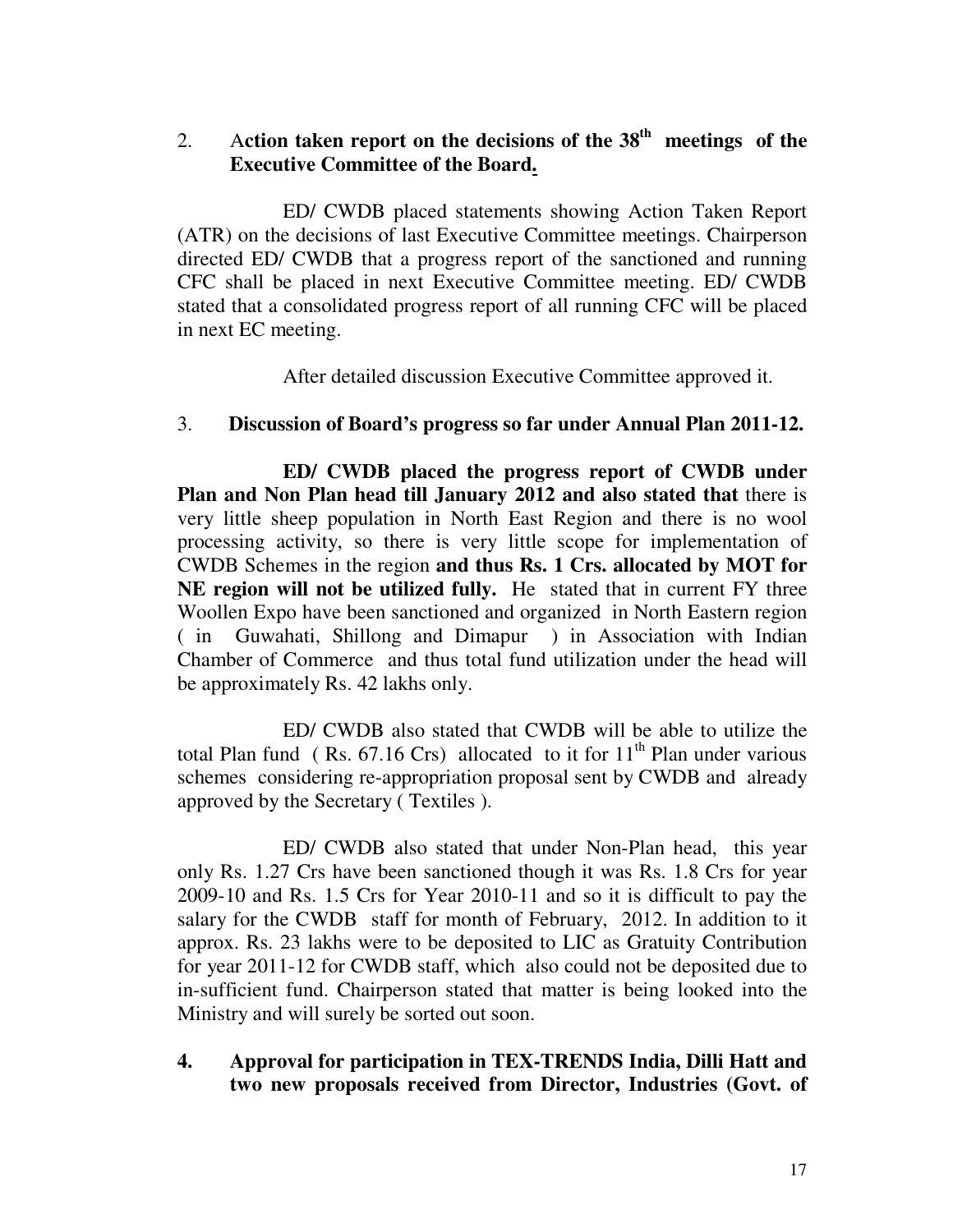2. **Action taken report on the decisions of the 38th meetings of the Executive Committee of the Board.**

ED/ CWDB placed statements showing Action Taken Report (ATR) on the decisions of last Executive Committee meetings. Chairperson directed ED/ CWDB that a progress report of the sanctioned and running CFC shall be placed in next Executive Committee meeting. ED/ CWDB stated that a consolidated progress report of all running CFC will be placed in next EC meeting.

After detailed discussion Executive Committee approved it.

3. **Discussion of Board's progress so far under Annual Plan 2011-12.**

**ED/ CWDB placed the progress report of CWDB under Plan and Non Plan head till January 2012 and also stated that** there is very little sheep population in North East Region and there is no wool processing activity, so there is very little scope for implementation of CWDB Schemes in the region **and thus Rs. 1 Crs. allocated by MOT for NE region will not be utilized fully.** He stated that in current FY three Woollen Expo have been sanctioned and organized in North Eastern region ( in Guwahati, Shillong and Dimapur ) in Association with Indian Chamber of Commerce and thus total fund utilization under the head will be approximately Rs. 42 lakhs only.

ED/ CWDB also stated that CWDB will be able to utilize the total Plan fund ( Rs. 67.16 Crs) allocated to it for 11th Plan under various schemes considering re-appropriation proposal sent by CWDB and already approved by the Secretary ( Textiles ).

ED/ CWDB also stated that under Non-Plan head, this year only Rs. 1.27 Crs have been sanctioned though it was Rs. 1.8 Crs for year 2009-10 and Rs. 1.5 Crs for Year 2010-11 and so it is difficult to pay the salary for the CWDB staff for month of February, 2012. In addition to it approx. Rs. 23 lakhs were to be deposited to LIC as Gratuity Contribution for year 2011-12 for CWDB staff, which also could not be deposited due to in-sufficient fund. Chairperson stated that matter is being looked into the Ministry and will surely be sorted out soon.

4. **Approval for participation in TEX-TRENDS India, Dilli Hatt and two new proposals received from Director, Industries (Govt. of**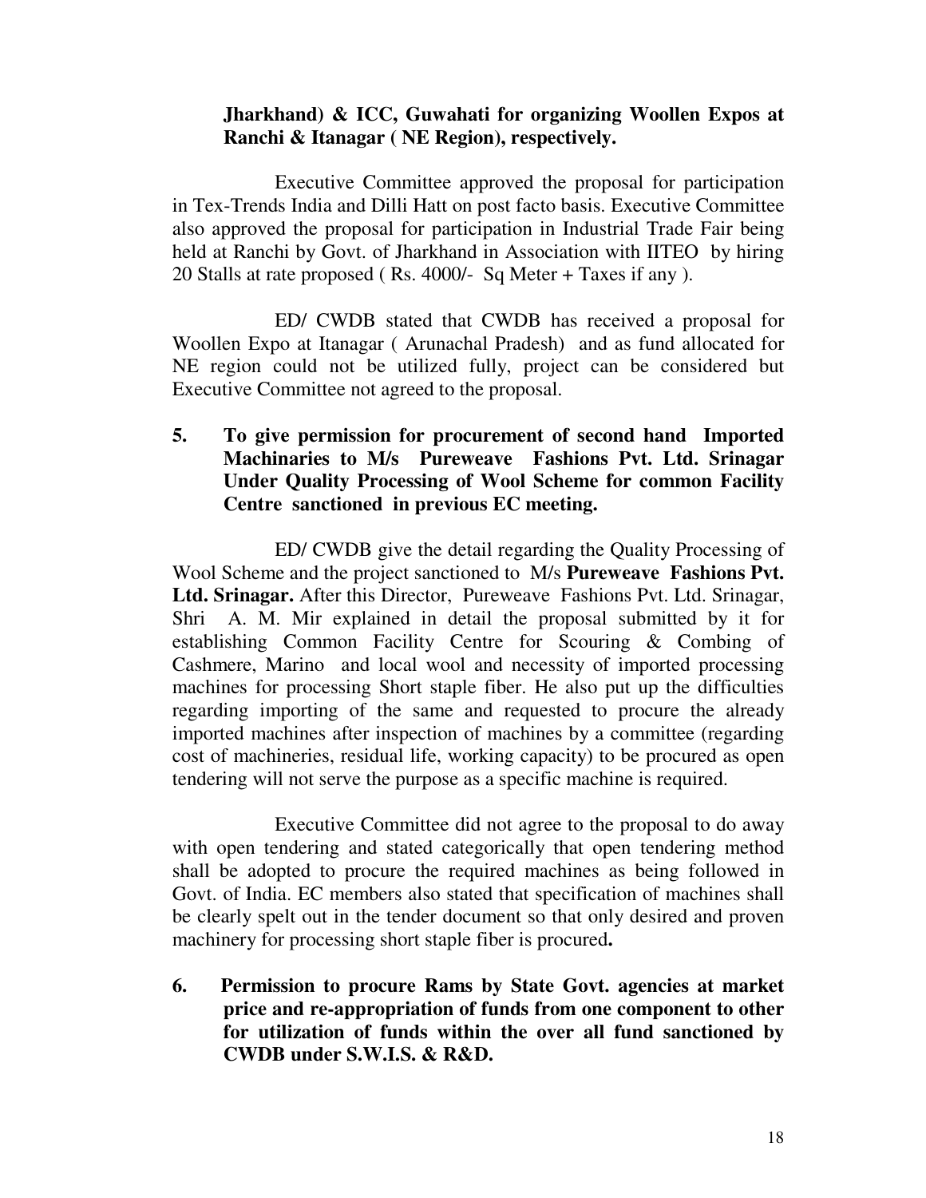**Jharkhand) & ICC, Guwahati for organizing Woollen Expos at Ranchi & Itanagar ( NE Region), respectively.**

Executive Committee approved the proposal for participation in Tex-Trends India and Dilli Hatt on post facto basis. Executive Committee also approved the proposal for participation in Industrial Trade Fair being held at Ranchi by Govt. of Jharkhand in Association with IITEO by hiring 20 Stalls at rate proposed ( Rs. 4000/- Sq Meter + Taxes if any ).

ED/ CWDB stated that CWDB has received a proposal for Woollen Expo at Itanagar ( Arunachal Pradesh) and as fund allocated for NE region could not be utilized fully, project can be considered but Executive Committee not agreed to the proposal.

**5. To give permission for procurement of second hand Imported Machinaries to M/s Pureweave Fashions Pvt. Ltd. Srinagar Under Quality Processing of Wool Scheme for common Facility Centre sanctioned in previous EC meeting.**

ED/ CWDB give the detail regarding the Quality Processing of Wool Scheme and the project sanctioned to M/s **Pureweave Fashions Pvt. Ltd. Srinagar.** After this Director, Pureweave Fashions Pvt. Ltd. Srinagar, Shri A. M. Mir explained in detail the proposal submitted by it for establishing Common Facility Centre for Scouring & Combing of Cashmere, Marino and local wool and necessity of imported processing machines for processing Short staple fiber. He also put up the difficulties regarding importing of the same and requested to procure the already imported machines after inspection of machines by a committee (regarding cost of machineries, residual life, working capacity) to be procured as open tendering will not serve the purpose as a specific machine is required.

Executive Committee did not agree to the proposal to do away with open tendering and stated categorically that open tendering method shall be adopted to procure the required machines as being followed in Govt. of India. EC members also stated that specification of machines shall be clearly spelt out in the tender document so that only desired and proven machinery for processing short staple fiber is procured**.**

**6. Permission to procure Rams by State Govt. agencies at market price and re-appropriation of funds from one component to other for utilization of funds within the over all fund sanctioned by CWDB under S.W.I.S. & R&D.**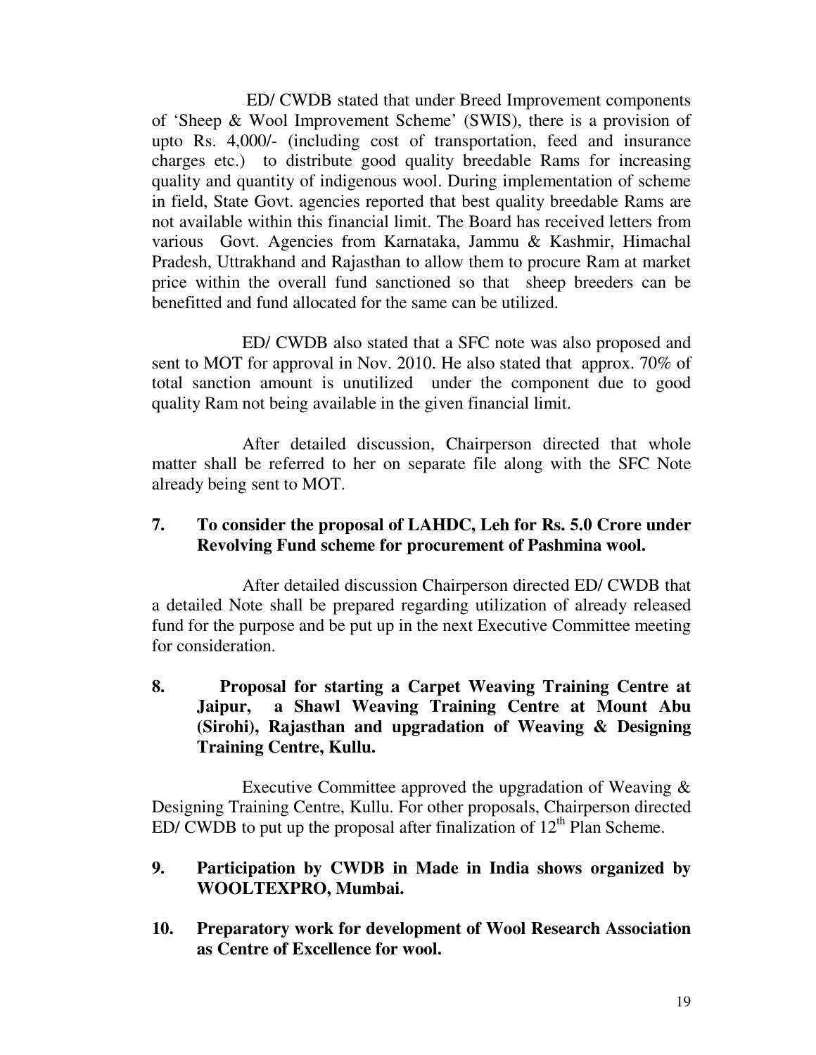ED/ CWDB stated that under Breed Improvement components of 'Sheep & Wool Improvement Scheme' (SWIS), there is a provision of upto Rs. 4,000/- (including cost of transportation, feed and insurance charges etc.) to distribute good quality breedable Rams for increasing quality and quantity of indigenous wool. During implementation of scheme in field, State Govt. agencies reported that best quality breedable Rams are not available within this financial limit. The Board has received letters from various Govt. Agencies from Karnataka, Jammu & Kashmir, Himachal Pradesh, Uttrakhand and Rajasthan to allow them to procure Ram at market price within the overall fund sanctioned so that sheep breeders can be benefitted and fund allocated for the same can be utilized.

ED/ CWDB also stated that a SFC note was also proposed and sent to MOT for approval in Nov. 2010. He also stated that approx. 70% of total sanction amount is unutilized under the component due to good quality Ram not being available in the given financial limit.

After detailed discussion, Chairperson directed that whole matter shall be referred to her on separate file along with the SFC Note already being sent to MOT.

**7. To consider the proposal of LAHDC, Leh for Rs. 5.0 Crore under Revolving Fund scheme for procurement of Pashmina wool.**

After detailed discussion Chairperson directed ED/ CWDB that a detailed Note shall be prepared regarding utilization of already released fund for the purpose and be put up in the next Executive Committee meeting for consideration.

**8. Proposal for starting a Carpet Weaving Training Centre at Jaipur, a Shawl Weaving Training Centre at Mount Abu (Sirohi), Rajasthan and upgradation of Weaving & Designing Training Centre, Kullu.**

Executive Committee approved the upgradation of Weaving & Designing Training Centre, Kullu. For other proposals, Chairperson directed ED/ CWDB to put up the proposal after finalization of 12th Plan Scheme.

**9. Participation by CWDB in Made in India shows organized by WOOLTEXPRO, Mumbai.**

**10. Preparatory work for development of Wool Research Association as Centre of Excellence for wool.**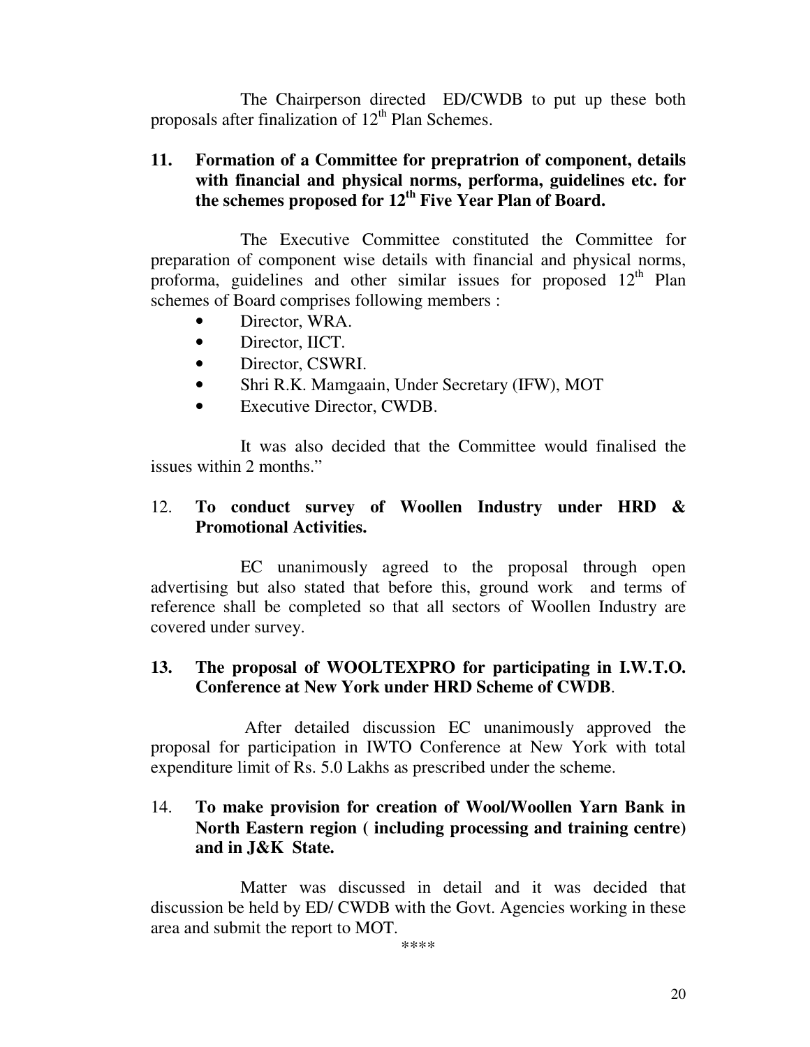The Chairperson directed ED/CWDB to put up these both proposals after finalization of 12th Plan Schemes.

**11. Formation of a Committee for prepratrion of component, details with financial and physical norms, performa, guidelines etc. for the schemes proposed for 12th Five Year Plan of Board.**

The Executive Committee constituted the Committee for preparation of component wise details with financial and physical norms, proforma, guidelines and other similar issues for proposed 12th Plan schemes of Board comprises following members :

- Director, WRA.
- Director, IICT.
- Director, CSWRI.
- Shri R.K. Mamgaain, Under Secretary (IFW), MOT
- Executive Director, CWDB.

It was also decided that the Committee would finalised the issues within 2 months."

12. **To conduct survey of Woollen Industry under HRD & Promotional Activities.**

EC unanimously agreed to the proposal through open advertising but also stated that before this, ground work and terms of reference shall be completed so that all sectors of Woollen Industry are covered under survey.

**13. The proposal of WOOLTEXPRO for participating in I.W.T.O. Conference at New York under HRD Scheme of CWDB**.

After detailed discussion EC unanimously approved the proposal for participation in IWTO Conference at New York with total expenditure limit of Rs. 5.0 Lakhs as prescribed under the scheme.

14. **To make provision for creation of Wool/Woollen Yarn Bank in North Eastern region ( including processing and training centre) and in J&K State.**

Matter was discussed in detail and it was decided that discussion be held by ED/ CWDB with the Govt. Agencies working in these area and submit the report to MOT.

****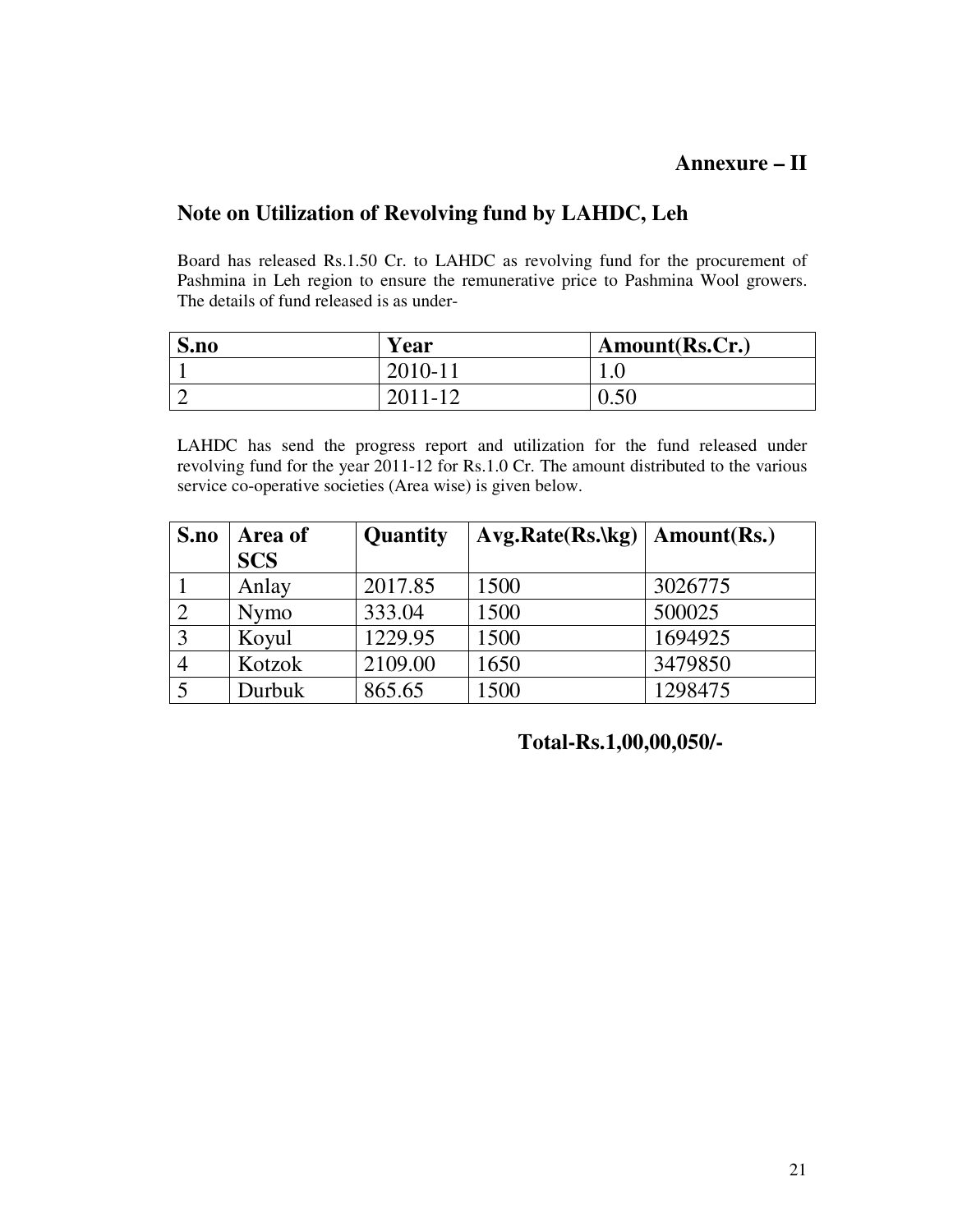**Annexure – II**

## Note on Utilization of Revolving fund by LAHDC, Leh

Board has released Rs.1.50 Cr. to LAHDC as revolving fund for the procurement of Pashmina in Leh region to ensure the remunerative price to Pashmina Wool growers. The details of fund released is as under-

| S.no | Year | Amount(Rs.Cr.) |
|---|---|---|
| 1 | 2010-11 | 1.0 |
| 2 | 2011-12 | 0.50 |

LAHDC has send the progress report and utilization for the fund released under revolving fund for the year 2011-12 for Rs.1.0 Cr. The amount distributed to the various service co-operative societies (Area wise) is given below.

| S.no | Area of SCS | Quantity | Avg.Rate(Rs.\kg) | Amount(Rs.) |
|---|---|---|---|---|
| 1 | Anlay | 2017.85 | 1500 | 3026775 |
| 2 | Nymo | 333.04 | 1500 | 500025 |
| 3 | Koyul | 1229.95 | 1500 | 1694925 |
| 4 | Kotzok | 2109.00 | 1650 | 3479850 |
| 5 | Durbuk | 865.65 | 1500 | 1298475 |

**Total-Rs.1,00,00,050/-**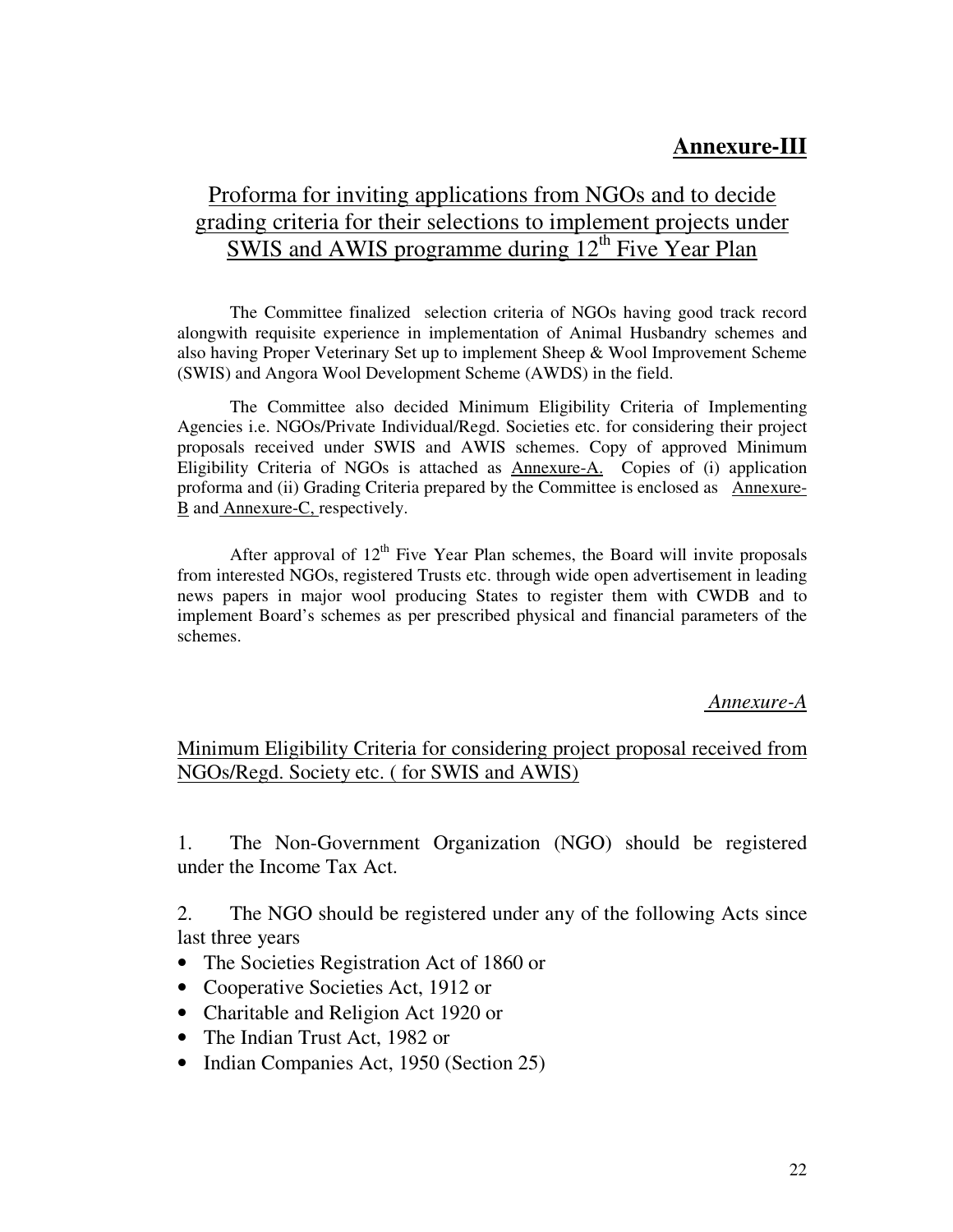**Annexure-III**

# Proforma for inviting applications from NGOs and to decide grading criteria for their selections to implement projects under SWIS and AWIS programme during 12th Five Year Plan

The Committee finalized selection criteria of NGOs having good track record alongwith requisite experience in implementation of Animal Husbandry schemes and also having Proper Veterinary Set up to implement Sheep & Wool Improvement Scheme (SWIS) and Angora Wool Development Scheme (AWDS) in the field.

The Committee also decided Minimum Eligibility Criteria of Implementing Agencies i.e. NGOs/Private Individual/Regd. Societies etc. for considering their project proposals received under SWIS and AWIS schemes. Copy of approved Minimum Eligibility Criteria of NGOs is attached as Annexure-A. Copies of (i) application proforma and (ii) Grading Criteria prepared by the Committee is enclosed as Annexure-B and Annexure-C, respectively.

After approval of 12th Five Year Plan schemes, the Board will invite proposals from interested NGOs, registered Trusts etc. through wide open advertisement in leading news papers in major wool producing States to register them with CWDB and to implement Board's schemes as per prescribed physical and financial parameters of the schemes.

*Annexure-A*

## Minimum Eligibility Criteria for considering project proposal received from NGOs/Regd. Society etc. ( for SWIS and AWIS)

1. The Non-Government Organization (NGO) should be registered under the Income Tax Act.

2. The NGO should be registered under any of the following Acts since last three years

- The Societies Registration Act of 1860 or
- Cooperative Societies Act, 1912 or
- Charitable and Religion Act 1920 or
- The Indian Trust Act, 1982 or
- Indian Companies Act, 1950 (Section 25)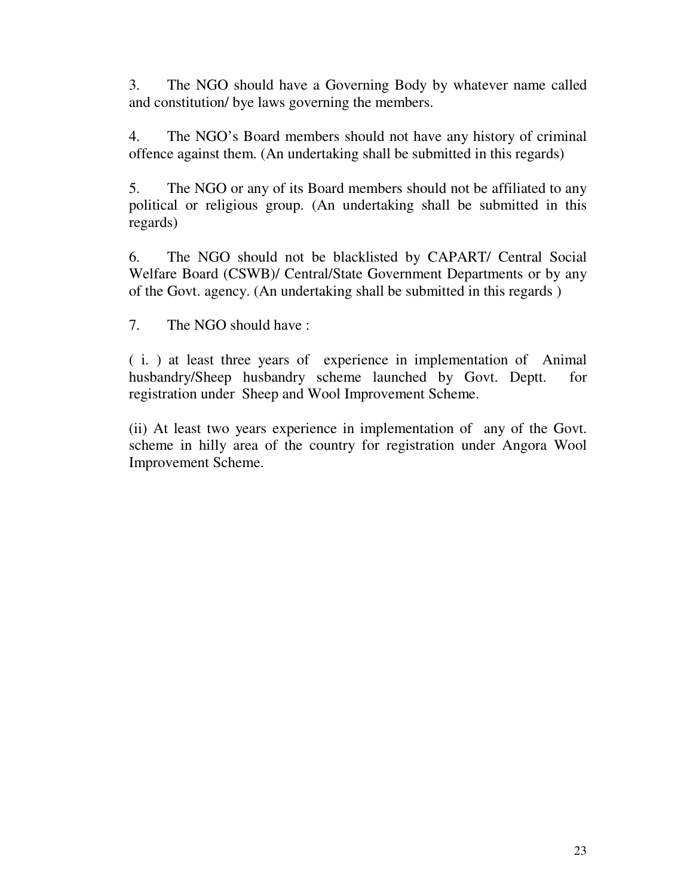3. The NGO should have a Governing Body by whatever name called and constitution/ bye laws governing the members.

4. The NGO's Board members should not have any history of criminal offence against them. (An undertaking shall be submitted in this regards)

5. The NGO or any of its Board members should not be affiliated to any political or religious group. (An undertaking shall be submitted in this regards)

6. The NGO should not be blacklisted by CAPART/ Central Social Welfare Board (CSWB)/ Central/State Government Departments or by any of the Govt. agency. (An undertaking shall be submitted in this regards )

7. The NGO should have :

( i. ) at least three years of experience in implementation of Animal husbandry/Sheep husbandry scheme launched by Govt. Deptt. for registration under Sheep and Wool Improvement Scheme.

(ii) At least two years experience in implementation of any of the Govt. scheme in hilly area of the country for registration under Angora Wool Improvement Scheme.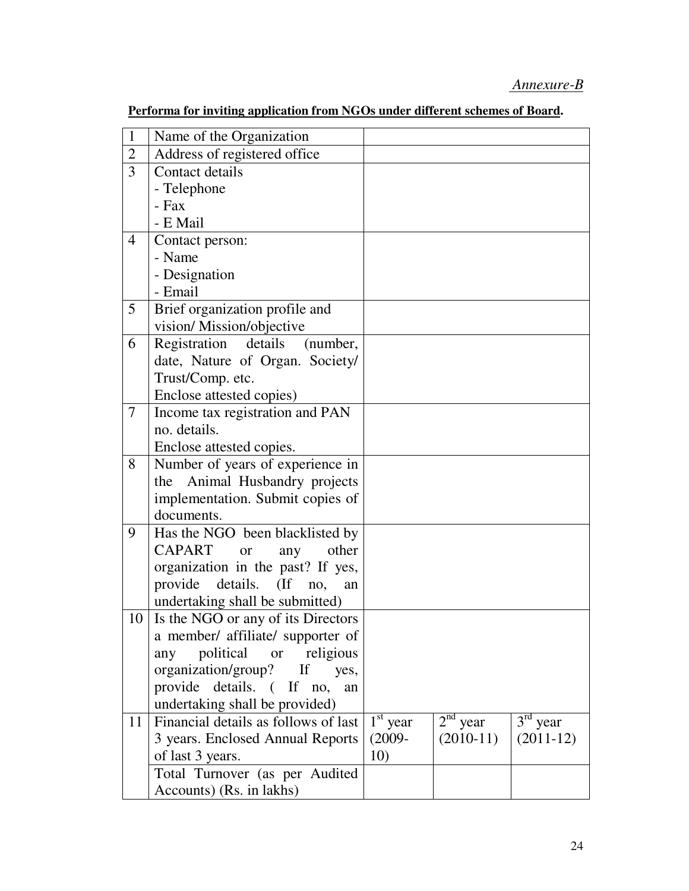*Annexure-B*

**Performa for inviting application from NGOs under different schemes of Board.**

| | | | | |
|---|---|---|---|---|
| 1 | Name of the Organization | | | |
| 2 | Address of registered office | | | |
| 3 | Contact details<br>- Telephone<br>- Fax<br>- E Mail | | | |
| 4 | Contact person:<br>- Name<br>- Designation<br>- Email | | | |
| 5 | Brief organization profile and vision/ Mission/objective | | | |
| 6 | Registration details (number, date, Nature of Organ. Society/ Trust/Comp. etc.<br>Enclose attested copies) | | | |
| 7 | Income tax registration and PAN no. details.<br>Enclose attested copies. | | | |
| 8 | Number of years of experience in the Animal Husbandry projects implementation. Submit copies of documents. | | | |
| 9 | Has the NGO been blacklisted by CAPART or any other organization in the past? If yes, provide details. (If no, an undertaking shall be submitted) | | | |
| 10 | Is the NGO or any of its Directors a member/ affiliate/ supporter of any political or religious organization/group? If yes, provide details. ( If no, an undertaking shall be provided) | | | |
| 11 | Financial details as follows of last 3 years. Enclosed Annual Reports of last 3 years. | 1st year (2009-10) | 2nd year (2010-11) | 3rd year (2011-12) |
| | Total Turnover (as per Audited Accounts) (Rs. in lakhs) | | | |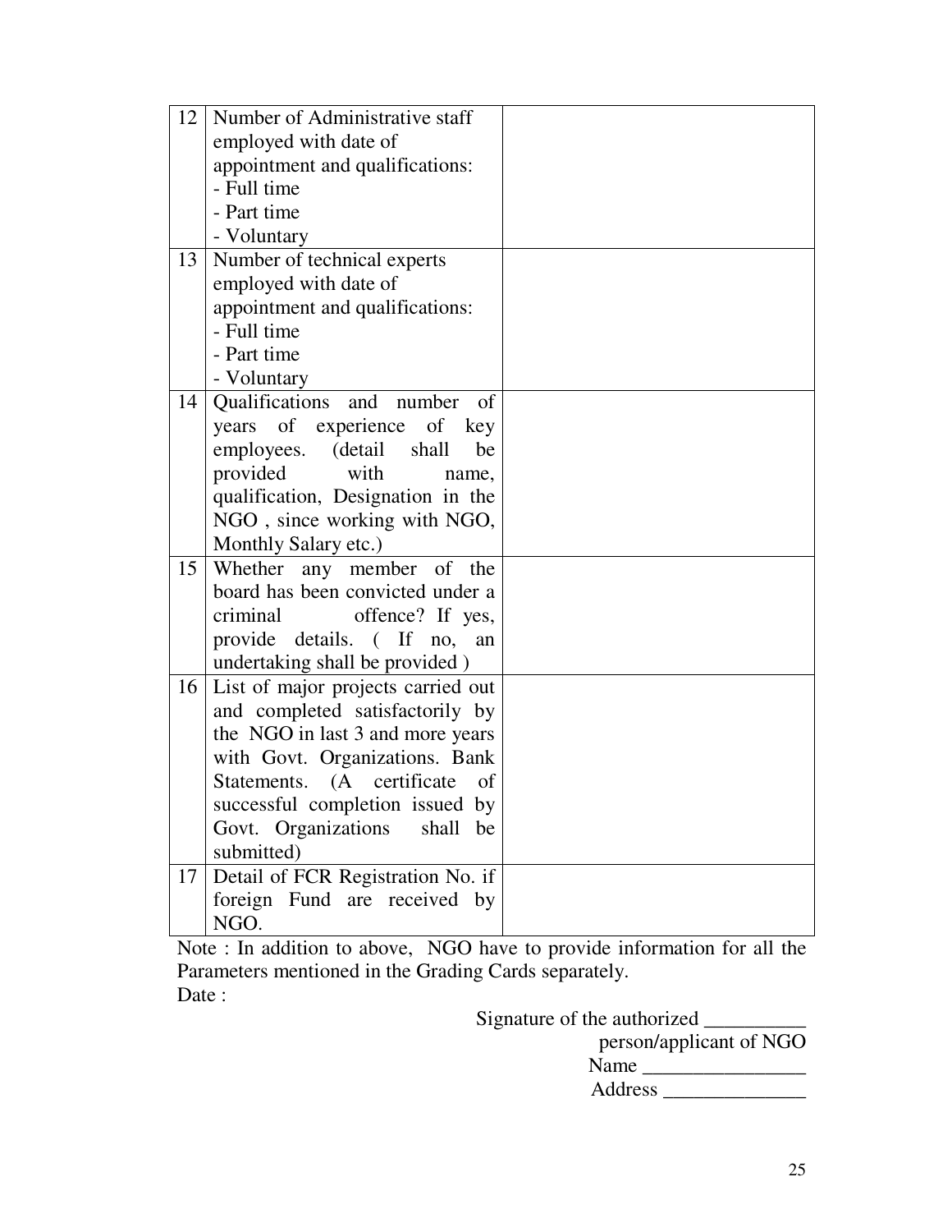| 12 | Number of Administrative staff employed with date of appointment and qualifications:<br>- Full time<br>- Part time<br>- Voluntary | |
|---|---|---|
| 13 | Number of technical experts employed with date of appointment and qualifications:<br>- Full time<br>- Part time<br>- Voluntary | |
| 14 | Qualifications and number of years of experience of key employees. (detail shall be provided with name, qualification, Designation in the NGO , since working with NGO, Monthly Salary etc.) | |
| 15 | Whether any member of the board has been convicted under a criminal offence? If yes, provide details. ( If no, an undertaking shall be provided ) | |
| 16 | List of major projects carried out and completed satisfactorily by the NGO in last 3 and more years with Govt. Organizations. Bank Statements. (A certificate of successful completion issued by Govt. Organizations shall be submitted) | |
| 17 | Detail of FCR Registration No. if foreign Fund are received by NGO. | |

Note : In addition to above, NGO have to provide information for all the Parameters mentioned in the Grading Cards separately.

Date :

Signature of the authorized __________
person/applicant of NGO
Name ________________
Address ______________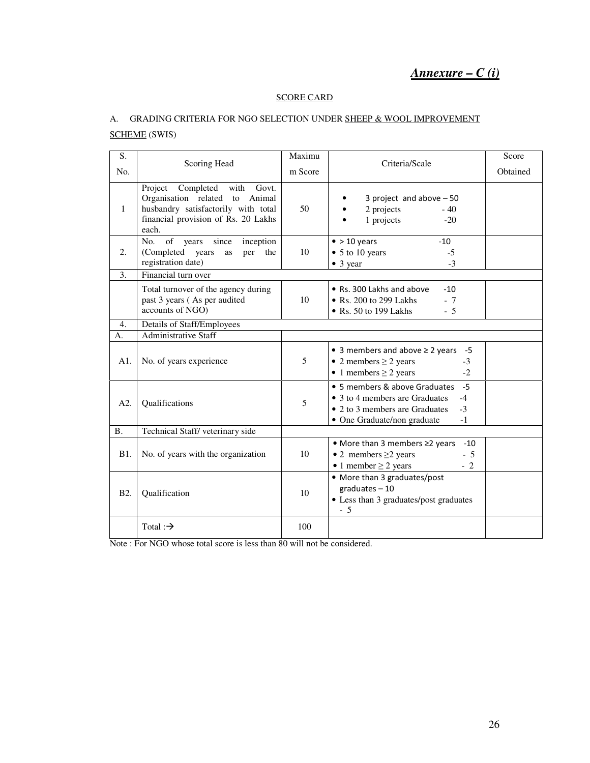***Annexure – C (i)***

SCORE CARD

A. GRADING CRITERIA FOR NGO SELECTION UNDER SHEEP & WOOL IMPROVEMENT SCHEME (SWIS)

| S. No. | Scoring Head | Maximum Score | Criteria/Scale | Score Obtained |
|---|---|---|---|---|
| 1 | Project Completed with Govt. Organisation related to Animal husbandry satisfactorily with total financial provision of Rs. 20 Lakhs each. | 50 | • 3 project and above – 50<br>• 2 projects - 40<br>• 1 projects -20 | |
| 2. | No. of years since inception (Completed years as per the registration date) | 10 | • > 10 years -10<br>• 5 to 10 years -5<br>• 3 year -3 | |
| 3. | Financial turn over | | | |
| | Total turnover of the agency during past 3 years ( As per audited accounts of NGO) | 10 | • Rs. 300 Lakhs and above -10<br>• Rs. 200 to 299 Lakhs - 7<br>• Rs. 50 to 199 Lakhs - 5 | |
| 4. | Details of Staff/Employees | | | |
| A. | Administrative Staff | | | |
| A1. | No. of years experience | 5 | • 3 members and above ≥ 2 years -5<br>• 2 members ≥ 2 years -3<br>• 1 members ≥ 2 years -2 | |
| A2. | Qualifications | 5 | • 5 members & above Graduates -5<br>• 3 to 4 members are Graduates -4<br>• 2 to 3 members are Graduates -3<br>• One Graduate/non graduate -1 | |
| B. | Technical Staff/ veterinary side | | | |
| B1. | No. of years with the organization | 10 | • More than 3 members ≥2 years -10<br>• 2 members ≥2 years - 5<br>• 1 member ≥ 2 years - 2 | |
| B2. | Qualification | 10 | • More than 3 graduates/post graduates – 10<br>• Less than 3 graduates/post graduates - 5 | |
| | Total :→ | 100 | | |

Note : For NGO whose total score is less than 80 will not be considered.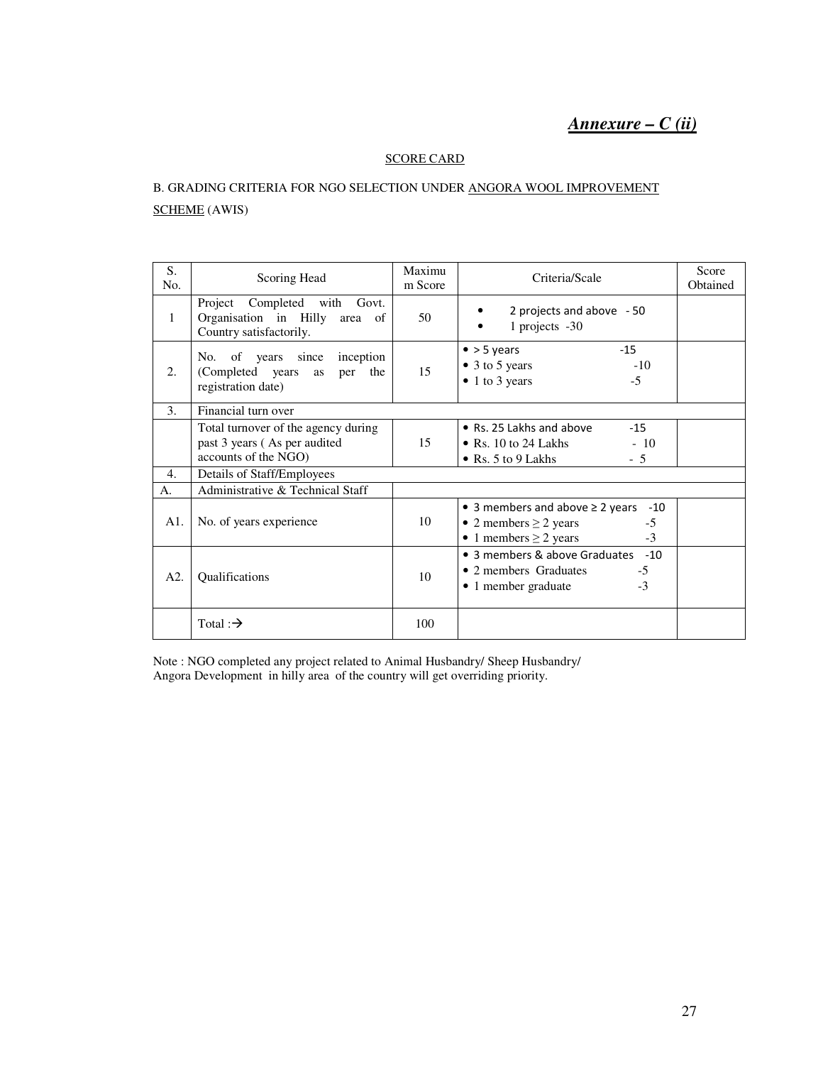## *Annexure – C (ii)*

SCORE CARD

B. GRADING CRITERIA FOR NGO SELECTION UNDER ANGORA WOOL IMPROVEMENT SCHEME (AWIS)

| S. No. | Scoring Head | Maximum Score | Criteria/Scale | Score Obtained |
|---|---|---|---|---|
| 1 | Project Completed with Govt. Organisation in Hilly area of Country satisfactorily. | 50 | • 2 projects and above - 50<br>• 1 projects -30 | |
| 2. | No. of years since inception (Completed years as per the registration date) | 15 | • > 5 years -15<br>• 3 to 5 years -10<br>• 1 to 3 years -5 | |
| 3. | Financial turn over | | | |
| | Total turnover of the agency during past 3 years ( As per audited accounts of the NGO) | 15 | • Rs. 25 Lakhs and above -15<br>• Rs. 10 to 24 Lakhs - 10<br>• Rs. 5 to 9 Lakhs - 5 | |
| 4. | Details of Staff/Employees | | | |
| A. | Administrative & Technical Staff | | | |
| A1. | No. of years experience | 10 | • 3 members and above ≥ 2 years -10<br>• 2 members ≥ 2 years -5<br>• 1 members ≥ 2 years -3 | |
| A2. | Qualifications | 10 | • 3 members & above Graduates -10<br>• 2 members Graduates -5<br>• 1 member graduate -3 | |
| | Total :→ | 100 | | |

Note : NGO completed any project related to Animal Husbandry/ Sheep Husbandry/ Angora Development in hilly area of the country will get overriding priority.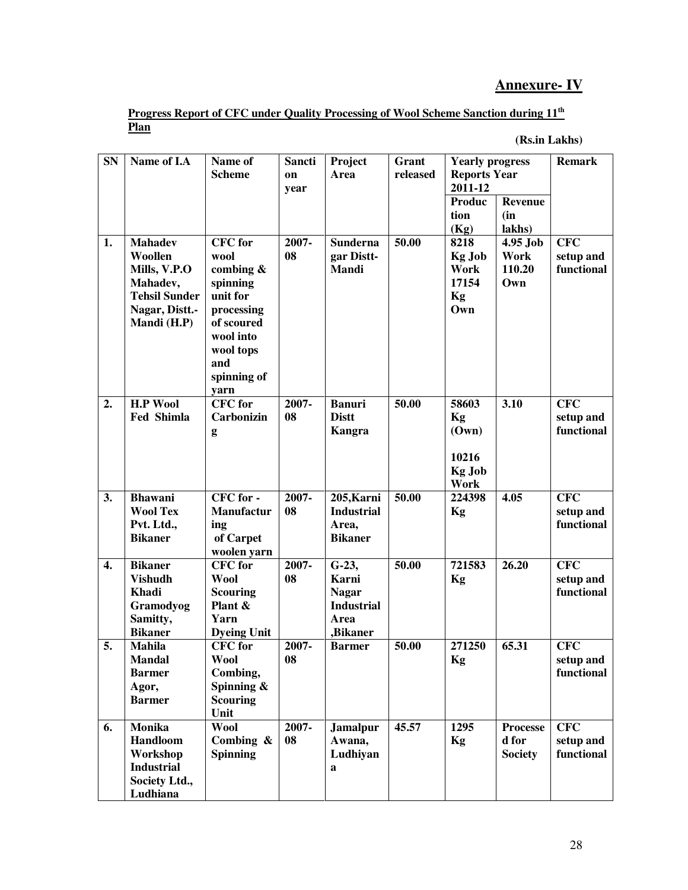## Annexure- IV

**Progress Report of CFC under Quality Processing of Wool Scheme Sanction during 11th Plan**

**(Rs.in Lakhs)**

| SN | Name of I.A | Name of Scheme | Sanction year | Project Area | Grant released | Yearly progress Reports Year 2011-12 | | Remark |
|---|---|---|---|---|---|---|---|---|
| | | | | | | Production (Kg) | Revenue (in lakhs) | |
| 1. | Mahadev Woollen Mills, V.P.O Mahadev, Tehsil Sunder Nagar, Distt.- Mandi (H.P) | CFC for wool combing & spinning unit for processing of scoured wool into wool tops and spinning of yarn | 2007-08 | Sundernagar Distt- Mandi | 50.00 | 8218 Kg Job Work 17154 Kg Own | 4.95 Job Work 110.20 Own | CFC setup and functional |
| 2. | H.P Wool Fed Shimla | CFC for Carbonizing | 2007-08 | Banuri Distt Kangra | 50.00 | 58603 Kg (Own) 10216 Kg Job Work | 3.10 | CFC setup and functional |
| 3. | Bhawani Wool Tex Pvt. Ltd., Bikaner | CFC for - Manufacturing of Carpet woolen yarn | 2007-08 | 205,Karni Industrial Area, Bikaner | 50.00 | 224398 Kg | 4.05 | CFC setup and functional |
| 4. | Bikaner Vishudh Khadi Gramodyog Samitty, Bikaner | CFC for Wool Scouring Plant & Yarn Dyeing Unit | 2007-08 | G-23, Karni Nagar Industrial Area ,Bikaner | 50.00 | 721583 Kg | 26.20 | CFC setup and functional |
| 5. | Mahila Mandal Barmer Agor, Barmer | CFC for Wool Combing, Spinning & Scouring Unit | 2007-08 | Barmer | 50.00 | 271250 Kg | 65.31 | CFC setup and functional |
| 6. | Monika Handloom Workshop Industrial Society Ltd., Ludhiana | Wool Combing & Spinning | 2007-08 | Jamalpur Awana, Ludhiyana | 45.57 | 1295 Kg | Processed for Society | CFC setup and functional |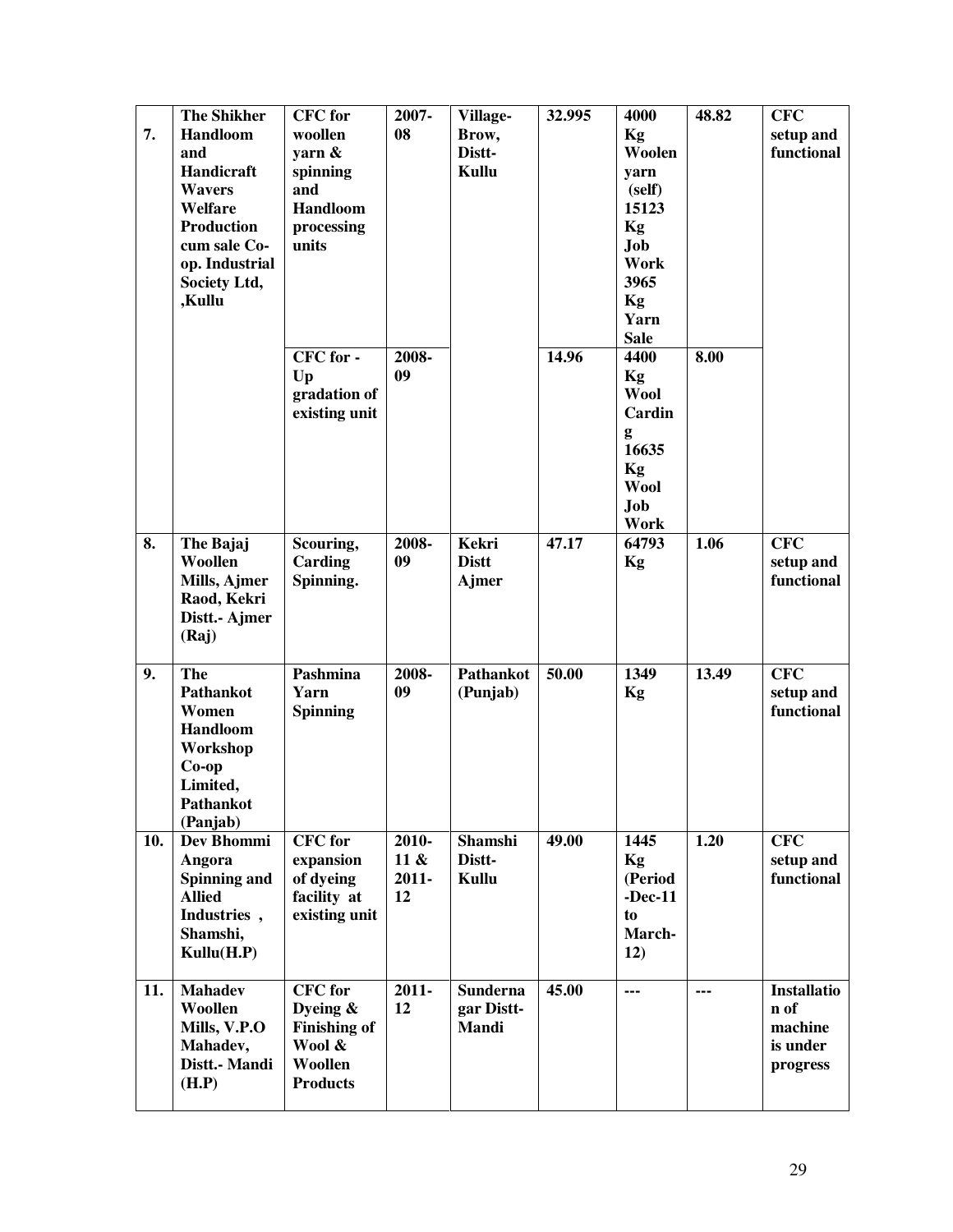| 7. | The Shikher Handloom and Handicraft Wavers Welfare Production cum sale Co-op. Industrial Society Ltd, ,Kullu | CFC for woollen yarn & spinning and Handloom processing units | 2007-08 | Village- Brow, Distt- Kullu | 32.995 | 4000 Kg Woolen yarn (self) 15123 Kg Job Work 3965 Kg Yarn Sale | 48.82 | CFC setup and functional |
|---|---|---|---|---|---|---|---|---|
| | | CFC for - Up gradation of existing unit | 2008-09 | | 14.96 | 4400 Kg Wool Carding 16635 Kg Wool Job Work | 8.00 | |
| 8. | The Bajaj Woollen Mills, Ajmer Raod, Kekri Distt.- Ajmer (Raj) | Scouring, Carding Spinning. | 2008-09 | Kekri Distt Ajmer | 47.17 | 64793 Kg | 1.06 | CFC setup and functional |
| 9. | The Pathankot Women Handloom Workshop Co-op Limited, Pathankot (Panjab) | Pashmina Yarn Spinning | 2008-09 | Pathankot (Punjab) | 50.00 | 1349 Kg | 13.49 | CFC setup and functional |
| 10. | Dev Bhommi Angora Spinning and Allied Industries , Shamshi, Kullu(H.P) | CFC for expansion of dyeing facility at existing unit | 2010-11 & 2011-12 | Shamshi Distt- Kullu | 49.00 | 1445 Kg (Period -Dec-11 to March-12) | 1.20 | CFC setup and functional |
| 11. | Mahadev Woollen Mills, V.P.O Mahadev, Distt.- Mandi (H.P) | CFC for Dyeing & Finishing of Wool & Woollen Products | 2011-12 | Sundernagar Distt- Mandi | 45.00 | --- | --- | Installation of machine is under progress |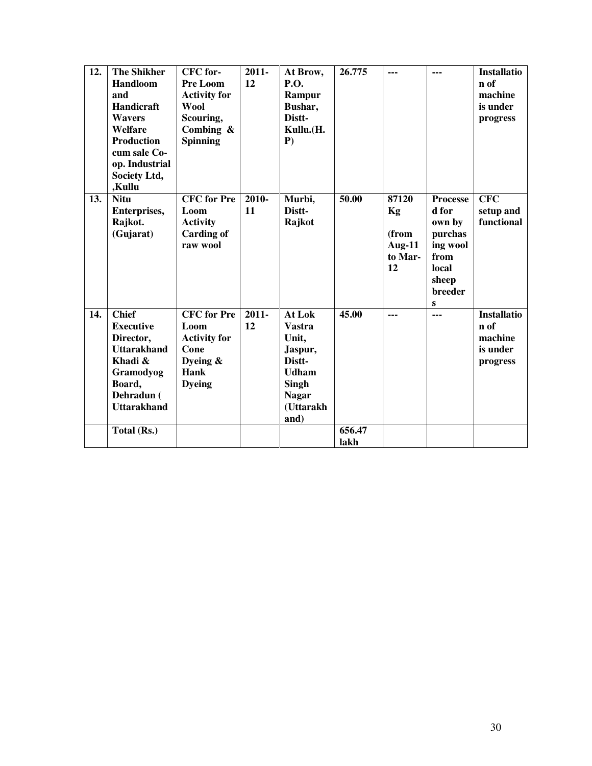| 12. | The Shikher Handloom and Handicraft Wavers Welfare Production cum sale Co-op. Industrial Society Ltd, ,Kullu | CFC for- Pre Loom Activity for Wool Scouring, Combing & Spinning | 2011-12 | At Brow, P.O. Rampur Bushar, Distt- Kullu.(H.P) | 26.775 | --- | --- | Installation of machine is under progress |
|---|---|---|---|---|---|---|---|---|
| 13. | Nitu Enterprises, Rajkot. (Gujarat) | CFC for Pre Loom Activity Carding of raw wool | 2010-11 | Murbi, Distt- Rajkot | 50.00 | 87120 Kg (from Aug-11 to Mar-12 | Processed for own by purchasing wool from local sheep breeders | CFC setup and functional |
| 14. | Chief Executive Director, Uttarakhand Khadi & Gramodyog Board, Dehradun ( Uttarakhand | CFC for Pre Loom Activity for Cone Dyeing & Hank Dyeing | 2011-12 | At Lok Vastra Unit, Jaspur, Distt- Udham Singh Nagar (Uttarakhand) | 45.00 | --- | --- | Installation of machine is under progress |
| | Total (Rs.) | | | | 656.47 lakh | | | |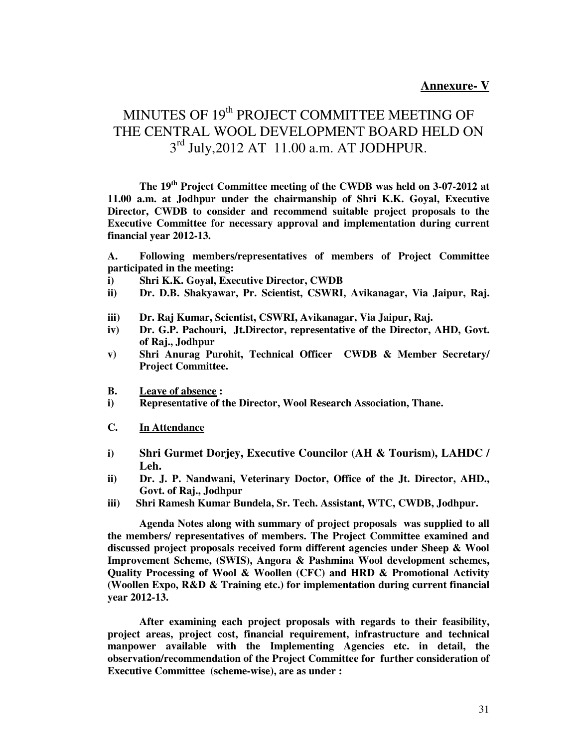**Annexure- V**

# MINUTES OF 19th PROJECT COMMITTEE MEETING OF THE CENTRAL WOOL DEVELOPMENT BOARD HELD ON 3rd July,2012 AT 11.00 a.m. AT JODHPUR.

**The 19th Project Committee meeting of the CWDB was held on 3-07-2012 at 11.00 a.m. at Jodhpur under the chairmanship of Shri K.K. Goyal, Executive Director, CWDB to consider and recommend suitable project proposals to the Executive Committee for necessary approval and implementation during current financial year 2012-13.**

**A. Following members/representatives of members of Project Committee participated in the meeting:**

**i) Shri K.K. Goyal, Executive Director, CWDB**

**ii) Dr. D.B. Shakyawar, Pr. Scientist, CSWRI, Avikanagar, Via Jaipur, Raj.**

**iii) Dr. Raj Kumar, Scientist, CSWRI, Avikanagar, Via Jaipur, Raj.**

**iv) Dr. G.P. Pachouri, Jt.Director, representative of the Director, AHD, Govt. of Raj., Jodhpur**

**v) Shri Anurag Purohit, Technical Officer CWDB & Member Secretary/ Project Committee.**

**B. Leave of absence :**

**i) Representative of the Director, Wool Research Association, Thane.**

**C. In Attendance**

**i) Shri Gurmet Dorjey, Executive Councilor (AH & Tourism), LAHDC / Leh.**

**ii) Dr. J. P. Nandwani, Veterinary Doctor, Office of the Jt. Director, AHD., Govt. of Raj., Jodhpur**

**iii) Shri Ramesh Kumar Bundela, Sr. Tech. Assistant, WTC, CWDB, Jodhpur.**

**Agenda Notes along with summary of project proposals was supplied to all the members/ representatives of members. The Project Committee examined and discussed project proposals received form different agencies under Sheep & Wool Improvement Scheme, (SWIS), Angora & Pashmina Wool development schemes, Quality Processing of Wool & Woollen (CFC) and HRD & Promotional Activity (Woollen Expo, R&D & Training etc.) for implementation during current financial year 2012-13.**

**After examining each project proposals with regards to their feasibility, project areas, project cost, financial requirement, infrastructure and technical manpower available with the Implementing Agencies etc. in detail, the observation/recommendation of the Project Committee for further consideration of Executive Committee (scheme-wise), are as under :**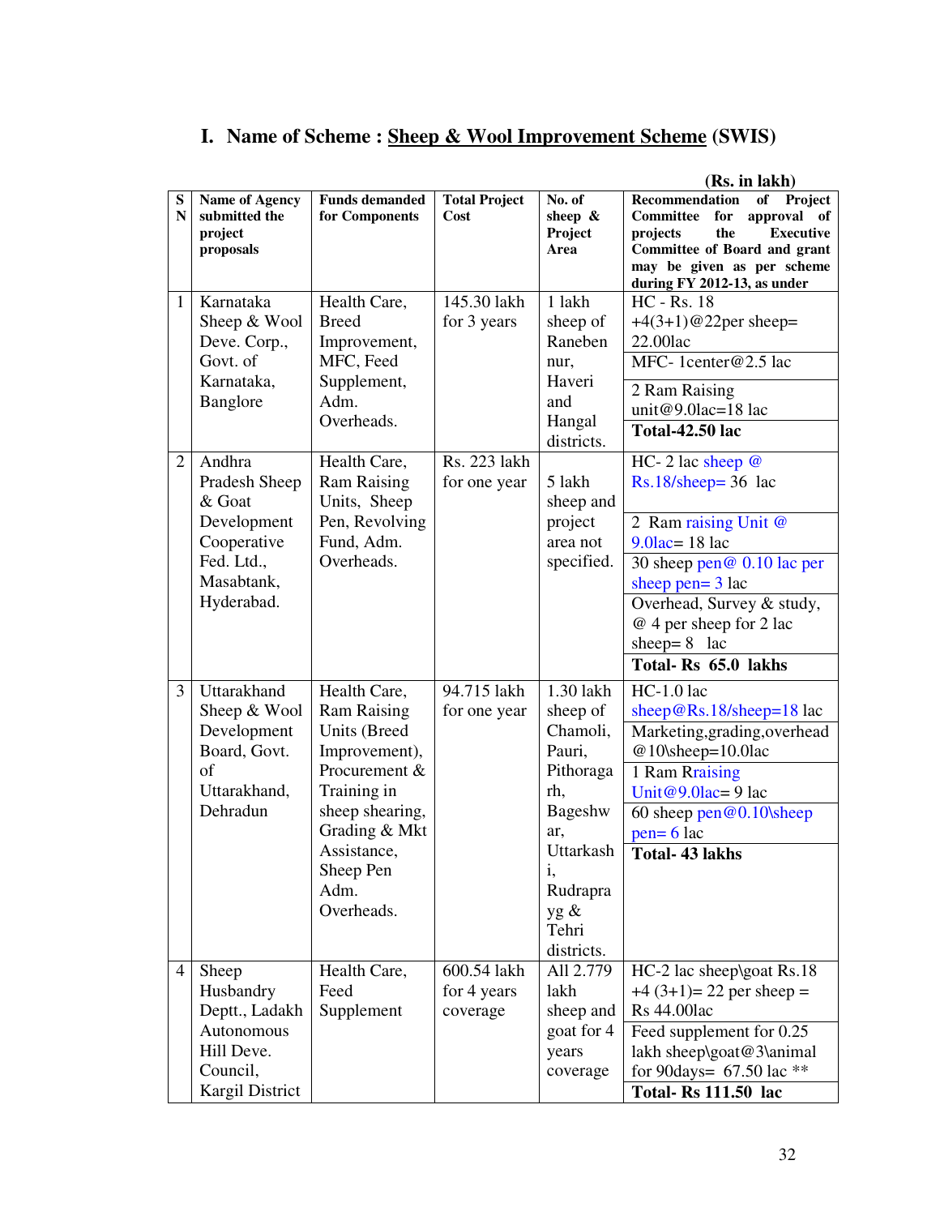# I. Name of Scheme : Sheep & Wool Improvement Scheme (SWIS)

(Rs. in lakh)

| SN | Name of Agency submitted the project proposals | Funds demanded for Components | Total Project Cost | No. of sheep & Project Area | Recommendation of Project Committee for approval of projects the Executive Committee of Board and grant may be given as per scheme during FY 2012-13, as under |
|---|---|---|---|---|---|
| 1 | Karnataka Sheep & Wool Deve. Corp., Govt. of Karnataka, Banglore | Health Care, Breed Improvement, MFC, Feed Supplement, Adm. Overheads. | 145.30 lakh for 3 years | 1 lakh sheep of Ranebennur, Haveri and Hangal districts. | HC - Rs. 18 +4(3+1)@22per sheep= 22.00lac<br>MFC- 1center@2.5 lac<br>2 Ram Raising unit@9.0lac=18 lac<br>**Total-42.50 lac** |
| 2 | Andhra Pradesh Sheep & Goat Development Cooperative Fed. Ltd., Masabtank, Hyderabad. | Health Care, Ram Raising Units, Sheep Pen, Revolving Fund, Adm. Overheads. | Rs. 223 lakh for one year | 5 lakh sheep and project area not specified. | HC- 2 lac sheep @ Rs.18/sheep= 36 lac<br>2 Ram raising Unit @ 9.0lac= 18 lac<br>30 sheep pen@ 0.10 lac per sheep pen= 3 lac<br>Overhead, Survey & study, @ 4 per sheep for 2 lac sheep= 8 lac<br>**Total- Rs 65.0 lakhs** |
| 3 | Uttarakhand Sheep & Wool Development Board, Govt. of Uttarakhand, Dehradun | Health Care, Ram Raising Units (Breed Improvement), Procurement & Training in sheep shearing, Grading & Mkt Assistance, Sheep Pen Adm. Overheads. | 94.715 lakh for one year | 1.30 lakh sheep of Chamoli, Pauri, Pithoragarh, Bageshwar, Uttarkashi, Rudraprayg & Tehri districts. | HC-1.0 lac sheep@Rs.18/sheep=18 lac<br>Marketing,grading,overhead @10\sheep=10.0lac<br>1 Ram Rraising Unit@9.0lac= 9 lac<br>60 sheep pen@0.10\sheep pen= 6 lac<br>**Total- 43 lakhs** |
| 4 | Sheep Husbandry Deptt., Ladakh Autonomous Hill Deve. Council, Kargil District | Health Care, Feed Supplement | 600.54 lakh for 4 years coverage | All 2.779 lakh sheep and goat for 4 years coverage | HC-2 lac sheep\goat Rs.18 +4 (3+1)= 22 per sheep = Rs 44.00lac<br>Feed supplement for 0.25 lakh sheep\goat@3\animal for 90days= 67.50 lac **<br>**Total- Rs 111.50 lac** |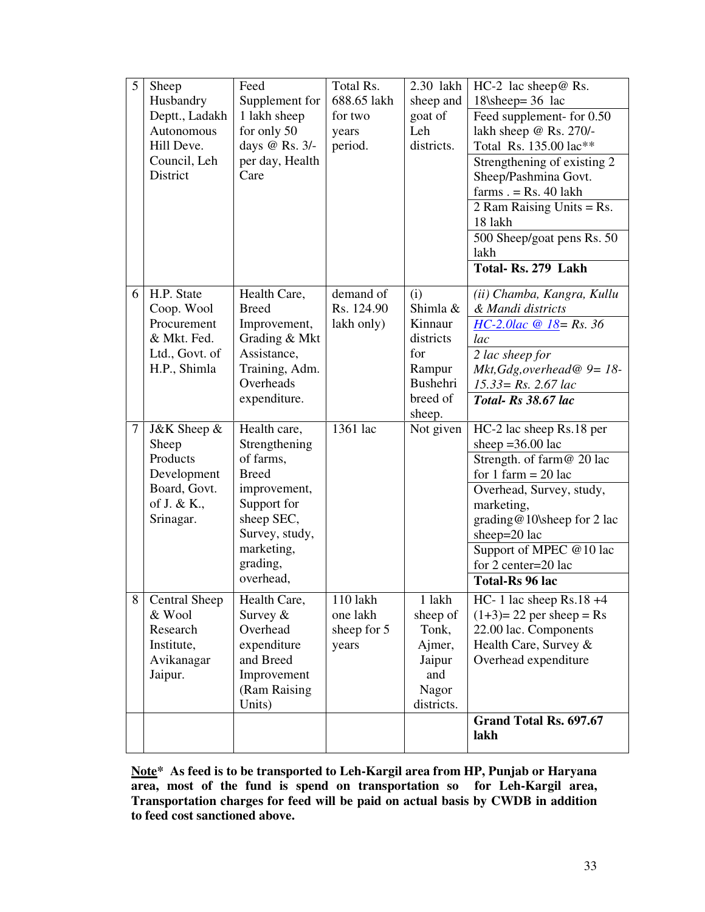| 5 | Sheep Husbandry Deptt., Ladakh Autonomous Hill Deve. Council, Leh District | Feed Supplement for 1 lakh sheep for only 50 days @ Rs. 3/- per day, Health Care | Total Rs. 688.65 lakh for two years period. | 2.30 lakh sheep and goat of Leh districts. | HC-2 lac sheep@ Rs. 18\sheep= 36 lac<br>Feed supplement- for 0.50 lakh sheep @ Rs. 270/- Total Rs. 135.00 lac**<br>Strengthening of existing 2 Sheep/Pashmina Govt. farms . = Rs. 40 lakh<br>2 Ram Raising Units = Rs. 18 lakh<br>500 Sheep/goat pens Rs. 50 lakh<br>**Total- Rs. 279 Lakh** |
|---|---|---|---|---|---|
| 6 | H.P. State Coop. Wool Procurement & Mkt. Fed. Ltd., Govt. of H.P., Shimla | Health Care, Breed Improvement, Grading & Mkt Assistance, Training, Adm. Overheads expenditure. | demand of Rs. 124.90 lakh only) | (i) Shimla & Kinnaur districts for Rampur Bushehri breed of sheep. | *(ii) Chamba, Kangra, Kullu & Mandi districts*<br>*HC-2.0lac @ 18= Rs. 36 lac*<br>*2 lac sheep for Mkt,Gdg,overhead@ 9= 18-15.33= Rs. 2.67 lac*<br>***Total- Rs 38.67 lac*** |
| 7 | J&K Sheep & Sheep Products Development Board, Govt. of J. & K., Srinagar. | Health care, Strengthening of farms, Breed improvement, Support for sheep SEC, Survey, study, marketing, grading, overhead, | 1361 lac | Not given | HC-2 lac sheep Rs.18 per sheep =36.00 lac<br>Strength. of farm@ 20 lac for 1 farm = 20 lac<br>Overhead, Survey, study, marketing, grading@10\sheep for 2 lac sheep=20 lac<br>Support of MPEC @10 lac for 2 center=20 lac<br>**Total-Rs 96 lac** |
| 8 | Central Sheep & Wool Research Institute, Avikanagar Jaipur. | Health Care, Survey & Overhead expenditure and Breed Improvement (Ram Raising Units) | 110 lakh one lakh sheep for 5 years | 1 lakh sheep of Tonk, Ajmer, Jaipur and Nagor districts. | HC- 1 lac sheep Rs.18 +4 (1+3)= 22 per sheep = Rs 22.00 lac. Components Health Care, Survey & Overhead expenditure |
| | | | | | **Grand Total Rs. 697.67 lakh** |

**<u>Note</u>\* As feed is to be transported to Leh-Kargil area from HP, Punjab or Haryana area, most of the fund is spend on transportation so for Leh-Kargil area, Transportation charges for feed will be paid on actual basis by CWDB in addition to feed cost sanctioned above.**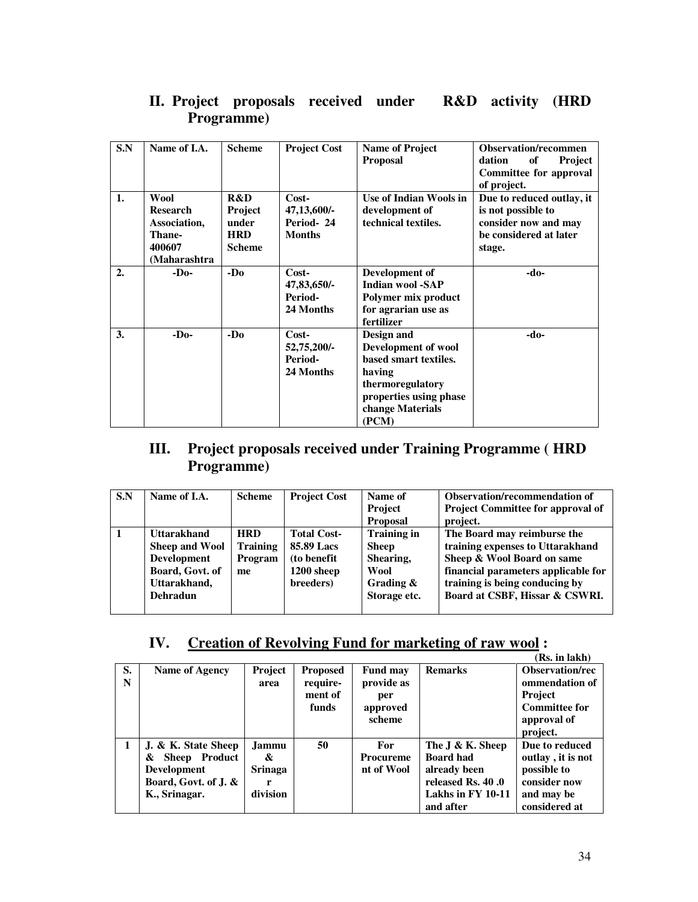## II. Project proposals received under R&D activity (HRD Programme)

| S.N | Name of I.A. | Scheme | Project Cost | Name of Project Proposal | Observation/recommendation of Project Committee for approval of project. |
|---|---|---|---|---|---|
| 1. | Wool Research Association, Thane-400607 (Maharashtra | R&D Project under HRD Scheme | Cost- 47,13,600/- Period- 24 Months | Use of Indian Wools in development of technical textiles. | Due to reduced outlay, it is not possible to consider now and may be considered at later stage. |
| 2. | -Do- | -Do | Cost- 47,83,650/- Period- 24 Months | Development of Indian wool -SAP Polymer mix product for agrarian use as fertilizer | -do- |
| 3. | -Do- | -Do | Cost- 52,75,200/- Period- 24 Months | Design and Development of wool based smart textiles. having thermoregulatory properties using phase change Materials (PCM) | -do- |

## III. Project proposals received under Training Programme ( HRD Programme)

| S.N | Name of I.A. | Scheme | Project Cost | Name of Project Proposal | Observation/recommendation of Project Committee for approval of project. |
|---|---|---|---|---|---|
| 1 | Uttarakhand Sheep and Wool Development Board, Govt. of Uttarakhand, Dehradun | HRD Training Programme | Total Cost- 85.89 Lacs (to benefit 1200 sheep breeders) | Training in Sheep Shearing, Wool Grading & Storage etc. | The Board may reimburse the training expenses to Uttarakhand Sheep & Wool Board on same financial parameters applicable for training is being conducing by Board at CSBF, Hissar & CSWRI. |

## IV. Creation of Revolving Fund for marketing of raw wool :

(Rs. in lakh)

| S. N | Name of Agency | Project area | Proposed requirement of funds | Fund may provide as per approved scheme | Remarks | Observation/recommendation of Project Committee for approval of project. |
|---|---|---|---|---|---|---|
| 1 | J. & K. State Sheep & Sheep Product Development Board, Govt. of J. & K., Srinagar. | Jammu & Srinagar division | 50 | For Procurement of Wool | The J & K. Sheep Board had already been released Rs. 40 .0 Lakhs in FY 10-11 and after | Due to reduced outlay , it is not possible to consider now and may be considered at |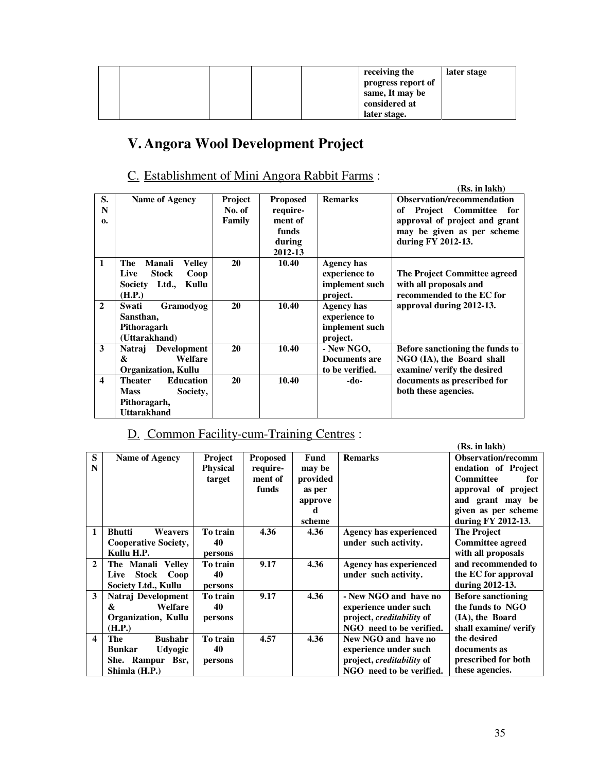|  |  |  |  |  | receiving the progress report of same, It may be considered at later stage. | later stage |
|---|---|---|---|---|---|---|

# V. Angora Wool Development Project

## C. Establishment of Mini Angora Rabbit Farms :

(Rs. in lakh)

| S. No. | Name of Agency | Project No. of Family | Proposed require-ment of funds during 2012-13 | Remarks | Observation/recommendation of Project Committee for approval of project and grant may be given as per scheme during FY 2012-13. |
|---|---|---|---|---|---|
| 1 | The Manali Velley Live Stock Coop Society Ltd., Kullu (H.P.) | 20 | 10.40 | Agency has experience to implement such project. | The Project Committee agreed with all proposals and recommended to the EC for approval during 2012-13. |
| 2 | Swati Gramodyog Sansthan, Pithoragarh (Uttarakhand) | 20 | 10.40 | Agency has experience to implement such project. | |
| 3 | Natraj Development & Welfare Organization, Kullu | 20 | 10.40 | - New NGO, Documents are to be verified. | Before sanctioning the funds to NGO (IA), the Board shall examine/ verify the desired documents as prescribed for both these agencies. |
| 4 | Theater Education Mass Society, Pithoragarh, Uttarakhand | 20 | 10.40 | -do- | |

## D. Common Facility-cum-Training Centres :

(Rs. in lakh)

| SN | Name of Agency | Project Physical target | Proposed require-ment of funds | Fund may be provided as per approved scheme | Remarks | Observation/recommendation of Project Committee for approval of project and grant may be given as per scheme during FY 2012-13. |
|---|---|---|---|---|---|---|
| 1 | Bhutti Weavers Cooperative Society, Kullu H.P. | To train 40 persons | 4.36 | 4.36 | Agency has experienced under such activity. | The Project Committee agreed with all proposals and recommended to the EC for approval during 2012-13. |
| 2 | The Manali Velley Live Stock Coop Society Ltd., Kullu | To train 40 persons | 9.17 | 4.36 | Agency has experienced under such activity. | |
| 3 | Natraj Development & Welfare Organization, Kullu (H.P.) | To train 40 persons | 9.17 | 4.36 | - New NGO and have no experience under such project, *creditability* of NGO need to be verified. | Before sanctioning the funds to NGO (IA), the Board shall examine/ verify the desired documents as prescribed for both these agencies. |
| 4 | The Bushahr Bunkar Udyogic She. Rampur Bsr, Shimla (H.P.) | To train 40 persons | 4.57 | 4.36 | New NGO and have no experience under such project, *creditability* of NGO need to be verified. | |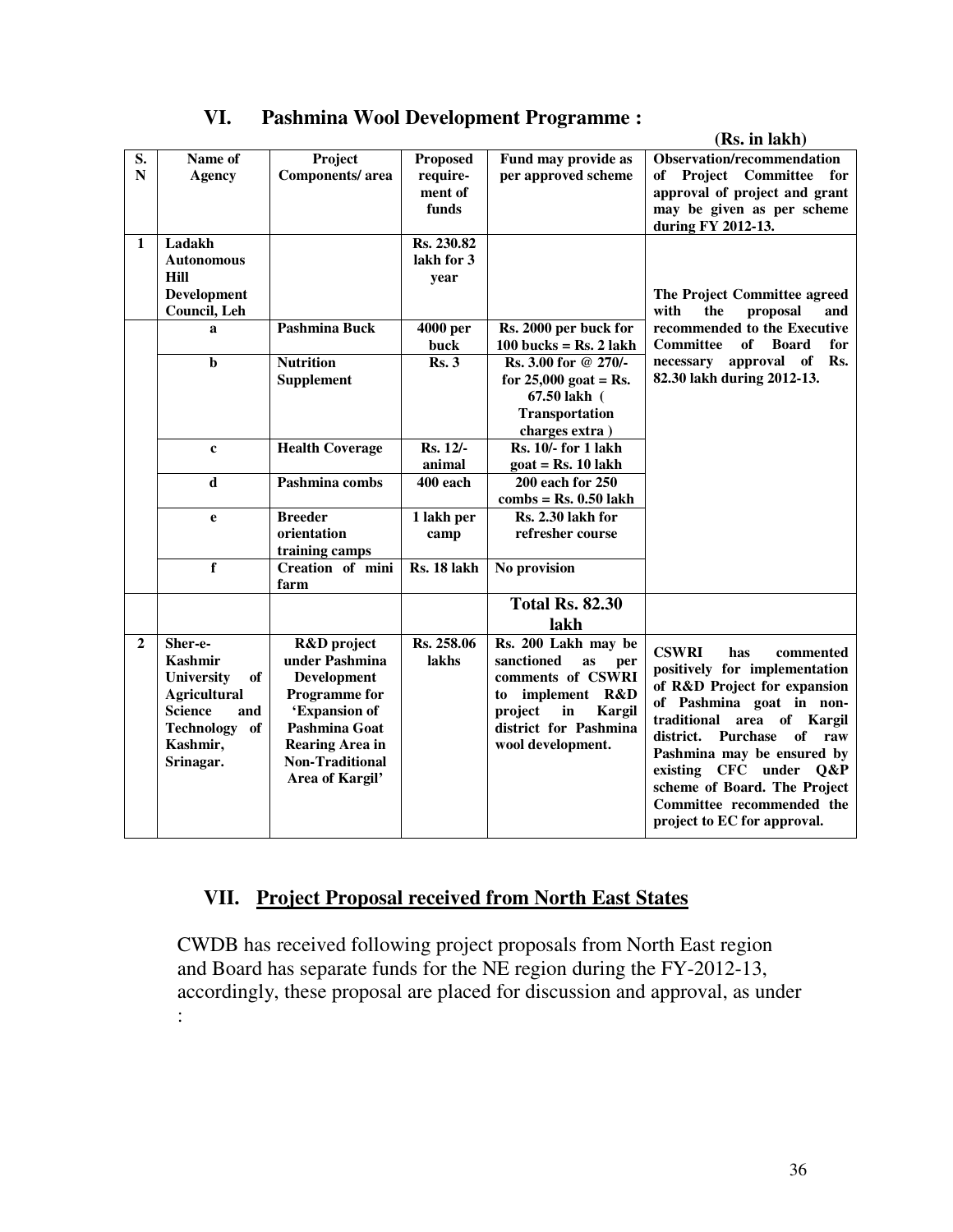## VI. Pashmina Wool Development Programme :

**(Rs. in lakh)**

| S. N | Name of Agency | Project Components/ area | Proposed requirement of funds | Fund may provide as per approved scheme | Observation/recommendation of Project Committee for approval of project and grant may be given as per scheme during FY 2012-13. |
|---|---|---|---|---|---|
| **1** | **Ladakh Autonomous Hill Development Council, Leh** | | **Rs. 230.82 lakh for 3 year** | | **The Project Committee agreed with the proposal and recommended to the Executive Committee of Board for necessary approval of Rs. 82.30 lakh during 2012-13.** |
| | **a** | **Pashmina Buck** | **4000 per buck** | **Rs. 2000 per buck for 100 bucks = Rs. 2 lakh** | |
| | **b** | **Nutrition Supplement** | **Rs. 3** | **Rs. 3.00 for @ 270/- for 25,000 goat = Rs. 67.50 lakh ( Transportation charges extra )** | |
| | **c** | **Health Coverage** | **Rs. 12/- animal** | **Rs. 10/- for 1 lakh goat = Rs. 10 lakh** | |
| | **d** | **Pashmina combs** | **400 each** | **200 each for 250 combs = Rs. 0.50 lakh** | |
| | **e** | **Breeder orientation training camps** | **1 lakh per camp** | **Rs. 2.30 lakh for refresher course** | |
| | **f** | **Creation of mini farm** | **Rs. 18 lakh** | **No provision** | |
| | | | | **Total Rs. 82.30 lakh** | |
| **2** | **Sher-e-Kashmir University of Agricultural Science and Technology of Kashmir, Srinagar.** | **R&D project under Pashmina Development Programme for 'Expansion of Pashmina Goat Rearing Area in Non-Traditional Area of Kargil'** | **Rs. 258.06 lakhs** | **Rs. 200 Lakh may be sanctioned as per comments of CSWRI to implement R&D project in Kargil district for Pashmina wool development.** | **CSWRI has commented positively for implementation of R&D Project for expansion of Pashmina goat in non-traditional area of Kargil district. Purchase of raw Pashmina may be ensured by existing CFC under Q&P scheme of Board. The Project Committee recommended the project to EC for approval.** |

## VII. Project Proposal received from North East States

CWDB has received following project proposals from North East region and Board has separate funds for the NE region during the FY-2012-13, accordingly, these proposal are placed for discussion and approval, as under :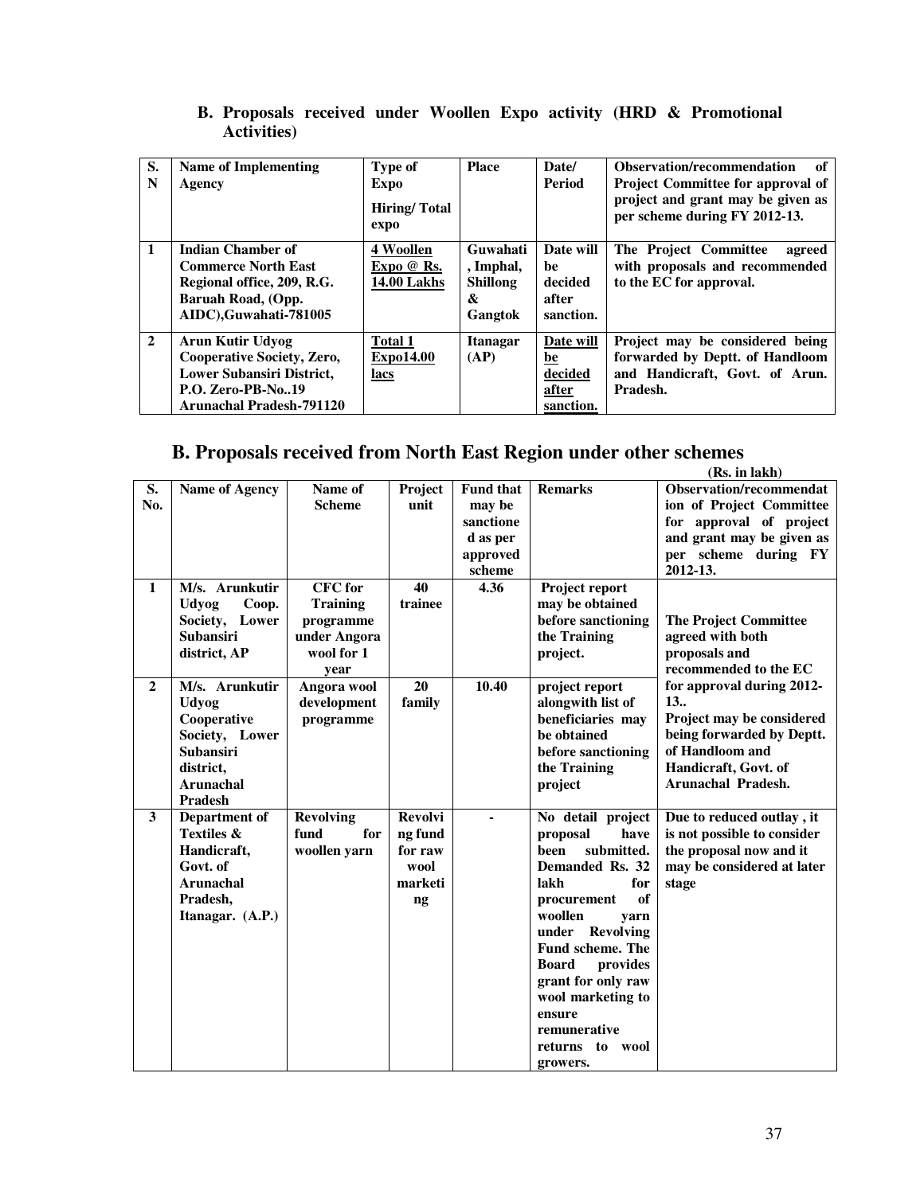### B. Proposals received under Woollen Expo activity (HRD & Promotional Activities)

| S. N | Name of Implementing Agency | Type of Expo Hiring/ Total expo | Place | Date/ Period | Observation/recommendation of Project Committee for approval of project and grant may be given as per scheme during FY 2012-13. |
|---|---|---|---|---|---|
| 1 | Indian Chamber of Commerce North East Regional office, 209, R.G. Baruah Road, (Opp. AIDC),Guwahati-781005 | 4 Woollen Expo @ Rs. 14.00 Lakhs | Guwahati , Imphal, Shillong & Gangtok | Date will be decided after sanction. | The Project Committee agreed with proposals and recommended to the EC for approval. |
| 2 | Arun Kutir Udyog Cooperative Society, Zero, Lower Subansiri District, P.O. Zero-PB-No..19 Arunachal Pradesh-791120 | Total 1 Expo14.00 lacs | Itanagar (AP) | Date will be decided after sanction. | Project may be considered being forwarded by Deptt. of Handloom and Handicraft, Govt. of Arun. Pradesh. |

## B. Proposals received from North East Region under other schemes

(Rs. in lakh)

| S. No. | Name of Agency | Name of Scheme | Project unit | Fund that may be sanctioned as per approved scheme | Remarks | Observation/recommendation of Project Committee for approval of project and grant may be given as per scheme during FY 2012-13. |
|---|---|---|---|---|---|---|
| 1 | M/s. Arunkutir Udyog Coop. Society, Lower Subansiri district, AP | CFC for Training programme under Angora wool for 1 year | 40 trainee | 4.36 | Project report may be obtained before sanctioning the Training project. | The Project Committee agreed with both proposals and recommended to the EC for approval during 2012-13.. Project may be considered being forwarded by Deptt. of Handloom and Handicraft, Govt. of Arunachal Pradesh. |
| 2 | M/s. Arunkutir Udyog Cooperative Society, Lower Subansiri district, Arunachal Pradesh | Angora wool development programme | 20 family | 10.40 | project report alongwith list of beneficiaries may be obtained before sanctioning the Training project | |
| 3 | Department of Textiles & Handicraft, Govt. of Arunachal Pradesh, Itanagar. (A.P.) | Revolving fund for woollen yarn | Revolving fund for raw wool marketing | - | No detail project proposal have been submitted. Demanded Rs. 32 lakh for procurement of woollen yarn under Revolving Fund scheme. The Board provides grant for only raw wool marketing to ensure remunerative returns to wool growers. | Due to reduced outlay , it is not possible to consider the proposal now and it may be considered at later stage |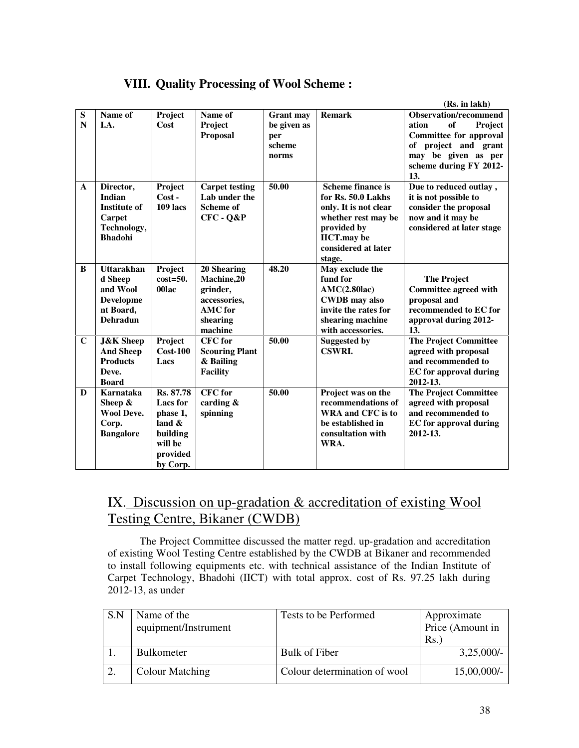### VIII. Quality Processing of Wool Scheme :

(Rs. in lakh)

| S N | Name of I.A. | Project Cost | Name of Project Proposal | Grant may be given as per scheme norms | Remark | Observation/recommendation of Project Committee for approval of project and grant may be given as per scheme during FY 2012-13. |
|---|---|---|---|---|---|---|
| A | Director, Indian Institute of Carpet Technology, Bhadohi | Project Cost - 109 lacs | Carpet testing Lab under the Scheme of CFC - Q&P | 50.00 | Scheme finance is for Rs. 50.0 Lakhs only. It is not clear whether rest may be provided by IICT.may be considered at later stage. | Due to reduced outlay , it is not possible to consider the proposal now and it may be considered at later stage |
| B | Uttarakhand Sheep and Wool Development Board, Dehradun | Project cost=50.00lac | 20 Shearing Machine,20 grinder, accessories, AMC for shearing machine | 48.20 | May exclude the fund for AMC(2.80lac) CWDB may also invite the rates for shearing machine with accessories. | The Project Committee agreed with proposal and recommended to EC for approval during 2012-13. |
| C | J&K Sheep And Sheep Products Deve. Board | Project Cost-100 Lacs | CFC for Scouring Plant & Bailing Facility | 50.00 | Suggested by CSWRI. | The Project Committee agreed with proposal and recommended to EC for approval during 2012-13. |
| D | Karnataka Sheep & Wool Deve. Corp. Bangalore | Rs. 87.78 Lacs for phase 1, land & building will be provided by Corp. | CFC for carding & spinning | 50.00 | Project was on the recommendations of WRA and CFC is to be established in consultation with WRA. | The Project Committee agreed with proposal and recommended to EC for approval during 2012-13. |

## IX. Discussion on up-gradation & accreditation of existing Wool Testing Centre, Bikaner (CWDB)

The Project Committee discussed the matter regd. up-gradation and accreditation of existing Wool Testing Centre established by the CWDB at Bikaner and recommended to install following equipments etc. with technical assistance of the Indian Institute of Carpet Technology, Bhadohi (IICT) with total approx. cost of Rs. 97.25 lakh during 2012-13, as under

| S.N | Name of the equipment/Instrument | Tests to be Performed | Approximate Price (Amount in Rs.) |
|---|---|---|---|
| 1. | Bulkometer | Bulk of Fiber | 3,25,000/- |
| 2. | Colour Matching | Colour determination of wool | 15,00,000/- |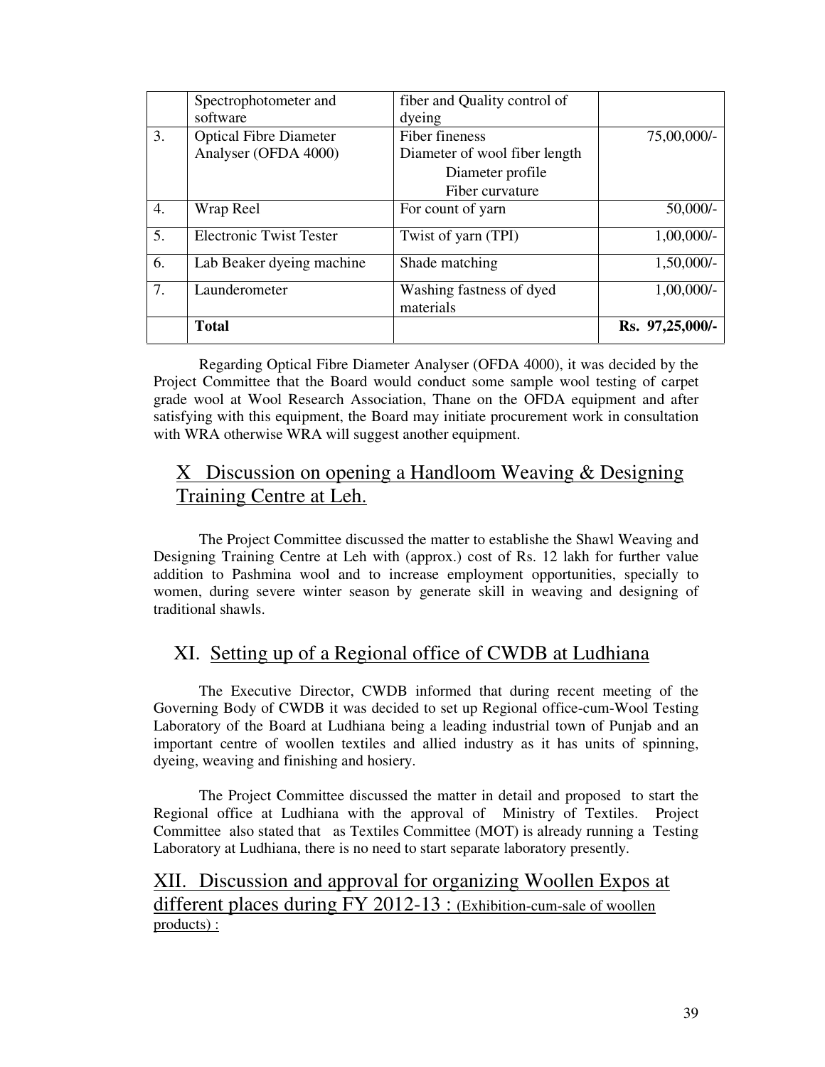| | Spectrophotometer and software | fiber and Quality control of dyeing | |
|---|---|---|---|
| 3. | Optical Fibre Diameter Analyser (OFDA 4000) | Fiber fineness<br>Diameter of wool fiber length<br>Diameter profile<br>Fiber curvature | 75,00,000/- |
| 4. | Wrap Reel | For count of yarn | 50,000/- |
| 5. | Electronic Twist Tester | Twist of yarn (TPI) | 1,00,000/- |
| 6. | Lab Beaker dyeing machine | Shade matching | 1,50,000/- |
| 7. | Launderometer | Washing fastness of dyed materials | 1,00,000/- |
| | **Total** | | **Rs. 97,25,000/-** |

Regarding Optical Fibre Diameter Analyser (OFDA 4000), it was decided by the Project Committee that the Board would conduct some sample wool testing of carpet grade wool at Wool Research Association, Thane on the OFDA equipment and after satisfying with this equipment, the Board may initiate procurement work in consultation with WRA otherwise WRA will suggest another equipment.

## X Discussion on opening a Handloom Weaving & Designing Training Centre at Leh.

The Project Committee discussed the matter to establishe the Shawl Weaving and Designing Training Centre at Leh with (approx.) cost of Rs. 12 lakh for further value addition to Pashmina wool and to increase employment opportunities, specially to women, during severe winter season by generate skill in weaving and designing of traditional shawls.

## XI. Setting up of a Regional office of CWDB at Ludhiana

The Executive Director, CWDB informed that during recent meeting of the Governing Body of CWDB it was decided to set up Regional office-cum-Wool Testing Laboratory of the Board at Ludhiana being a leading industrial town of Punjab and an important centre of woollen textiles and allied industry as it has units of spinning, dyeing, weaving and finishing and hosiery.

The Project Committee discussed the matter in detail and proposed to start the Regional office at Ludhiana with the approval of Ministry of Textiles. Project Committee also stated that as Textiles Committee (MOT) is already running a Testing Laboratory at Ludhiana, there is no need to start separate laboratory presently.

## XII. Discussion and approval for organizing Woollen Expos at different places during FY 2012-13 : (Exhibition-cum-sale of woollen products) :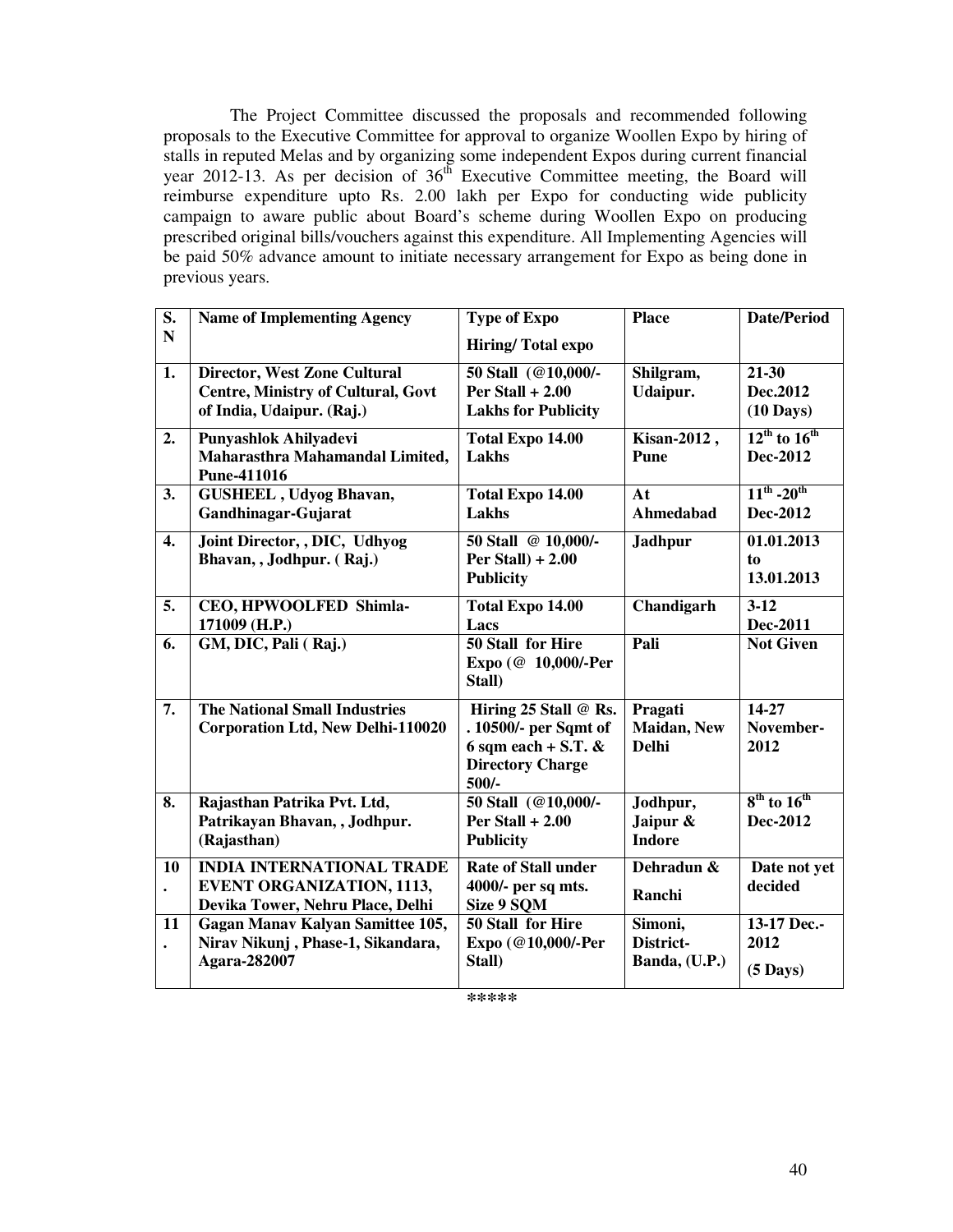The Project Committee discussed the proposals and recommended following proposals to the Executive Committee for approval to organize Woollen Expo by hiring of stalls in reputed Melas and by organizing some independent Expos during current financial year 2012-13. As per decision of 36th Executive Committee meeting, the Board will reimburse expenditure upto Rs. 2.00 lakh per Expo for conducting wide publicity campaign to aware public about Board's scheme during Woollen Expo on producing prescribed original bills/vouchers against this expenditure. All Implementing Agencies will be paid 50% advance amount to initiate necessary arrangement for Expo as being done in previous years.

| S. N | Name of Implementing Agency | Type of Expo<br>Hiring/ Total expo | Place | Date/Period |
|---|---|---|---|---|
| **1.** | **Director, West Zone Cultural Centre, Ministry of Cultural, Govt of India, Udaipur. (Raj.)** | **50 Stall (@10,000/- Per Stall + 2.00 Lakhs for Publicity** | **Shilgram, Udaipur.** | **21-30 Dec.2012 (10 Days)** |
| **2.** | **Punyashlok Ahilyadevi Maharasthra Mahamandal Limited, Pune-411016** | **Total Expo 14.00 Lakhs** | **Kisan-2012 , Pune** | **12th to 16th Dec-2012** |
| **3.** | **GUSHEEL , Udyog Bhavan, Gandhinagar-Gujarat** | **Total Expo 14.00 Lakhs** | **At Ahmedabad** | **11th -20th Dec-2012** |
| **4.** | **Joint Director, , DIC, Udhyog Bhavan, , Jodhpur. ( Raj.)** | **50 Stall @ 10,000/- Per Stall) + 2.00 Publicity** | **Jadhpur** | **01.01.2013 to 13.01.2013** |
| **5.** | **CEO, HPWOOLFED Shimla-171009 (H.P.)** | **Total Expo 14.00 Lacs** | **Chandigarh** | **3-12 Dec-2011** |
| **6.** | **GM, DIC, Pali ( Raj.)** | **50 Stall for Hire Expo (@ 10,000/-Per Stall)** | **Pali** | **Not Given** |
| **7.** | **The National Small Industries Corporation Ltd, New Delhi-110020** | **Hiring 25 Stall @ Rs. . 10500/- per Sqmt of 6 sqm each + S.T. & Directory Charge 500/-** | **Pragati Maidan, New Delhi** | **14-27 November-2012** |
| **8.** | **Rajasthan Patrika Pvt. Ltd, Patrikayan Bhavan, , Jodhpur. (Rajasthan)** | **50 Stall (@10,000/- Per Stall + 2.00 Publicity** | **Jodhpur, Jaipur & Indore** | **8th to 16th Dec-2012** |
| **10 .** | **INDIA INTERNATIONAL TRADE EVENT ORGANIZATION, 1113, Devika Tower, Nehru Place, Delhi** | **Rate of Stall under 4000/- per sq mts. Size 9 SQM** | **Dehradun & Ranchi** | **Date not yet decided** |
| **11 .** | **Gagan Manav Kalyan Samittee 105, Nirav Nikunj , Phase-1, Sikandara, Agara-282007** | **50 Stall for Hire Expo (@10,000/-Per Stall)** | **Simoni, District-Banda, (U.P.)** | **13-17 Dec.-2012 (5 Days)** |

*****